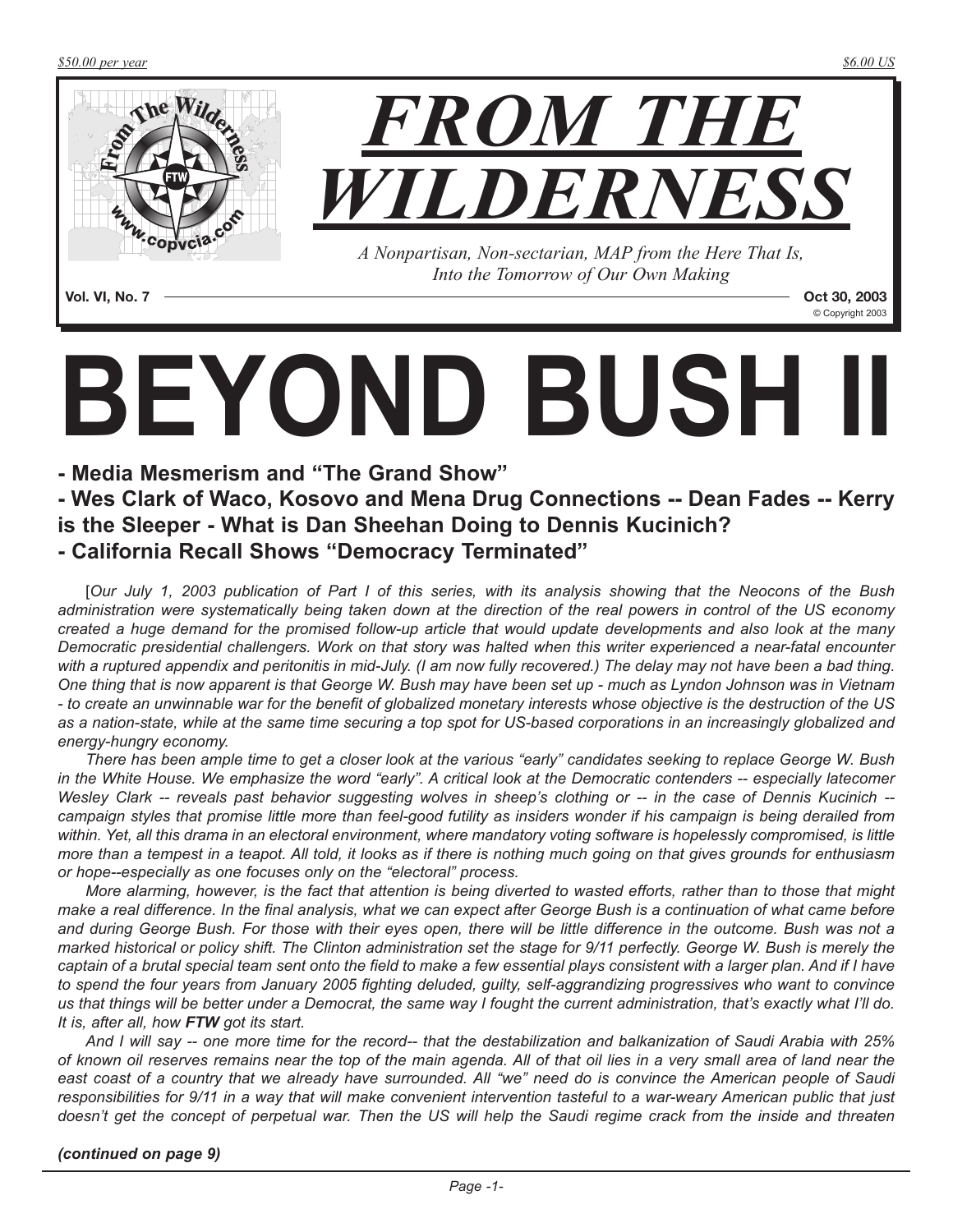$50.00 per year

$6.00 US

# FROM THE WILDERNESS

*A Nonpartisan, Non-sectarian, MAP from the Here That Is, Into the Tomorrow of Our Own Making*

**Vol. VI, No. 7** — **Oct 30, 2003**

© Copyright 2003

# BEYOND BUSH II

## - Media Mesmerism and "The Grand Show"
## - Wes Clark of Waco, Kosovo and Mena Drug Connections -- Dean Fades -- Kerry is the Sleeper - What is Dan Sheehan Doing to Dennis Kucinich?
## - California Recall Shows "Democracy Terminated"

[*Our July 1, 2003 publication of Part I of this series, with its analysis showing that the Neocons of the Bush administration were systematically being taken down at the direction of the real powers in control of the US economy created a huge demand for the promised follow-up article that would update developments and also look at the many Democratic presidential challengers. Work on that story was halted when this writer experienced a near-fatal encounter with a ruptured appendix and peritonitis in mid-July. (I am now fully recovered.) The delay may not have been a bad thing. One thing that is now apparent is that George W. Bush may have been set up - much as Lyndon Johnson was in Vietnam - to create an unwinnable war for the benefit of globalized monetary interests whose objective is the destruction of the US as a nation-state, while at the same time securing a top spot for US-based corporations in an increasingly globalized and energy-hungry economy.*

*There has been ample time to get a closer look at the various "early" candidates seeking to replace George W. Bush in the White House. We emphasize the word "early". A critical look at the Democratic contenders -- especially latecomer Wesley Clark -- reveals past behavior suggesting wolves in sheep's clothing or -- in the case of Dennis Kucinich -- campaign styles that promise little more than feel-good futility as insiders wonder if his campaign is being derailed from within. Yet, all this drama in an electoral environment, where mandatory voting software is hopelessly compromised, is little more than a tempest in a teapot. All told, it looks as if there is nothing much going on that gives grounds for enthusiasm or hope--especially as one focuses only on the "electoral" process.*

*More alarming, however, is the fact that attention is being diverted to wasted efforts, rather than to those that might make a real difference. In the final analysis, what we can expect after George Bush is a continuation of what came before and during George Bush. For those with their eyes open, there will be little difference in the outcome. Bush was not a marked historical or policy shift. The Clinton administration set the stage for 9/11 perfectly. George W. Bush is merely the captain of a brutal special team sent onto the field to make a few essential plays consistent with a larger plan. And if I have to spend the four years from January 2005 fighting deluded, guilty, self-aggrandizing progressives who want to convince us that things will be better under a Democrat, the same way I fought the current administration, that's exactly what I'll do. It is, after all, how **FTW** got its start.*

*And I will say -- one more time for the record-- that the destabilization and balkanization of Saudi Arabia with 25% of known oil reserves remains near the top of the main agenda. All of that oil lies in a very small area of land near the east coast of a country that we already have surrounded. All "we" need do is convince the American people of Saudi responsibilities for 9/11 in a way that will make convenient intervention tasteful to a war-weary American public that just doesn't get the concept of perpetual war. Then the US will help the Saudi regime crack from the inside and threaten*

***(continued on page 9)***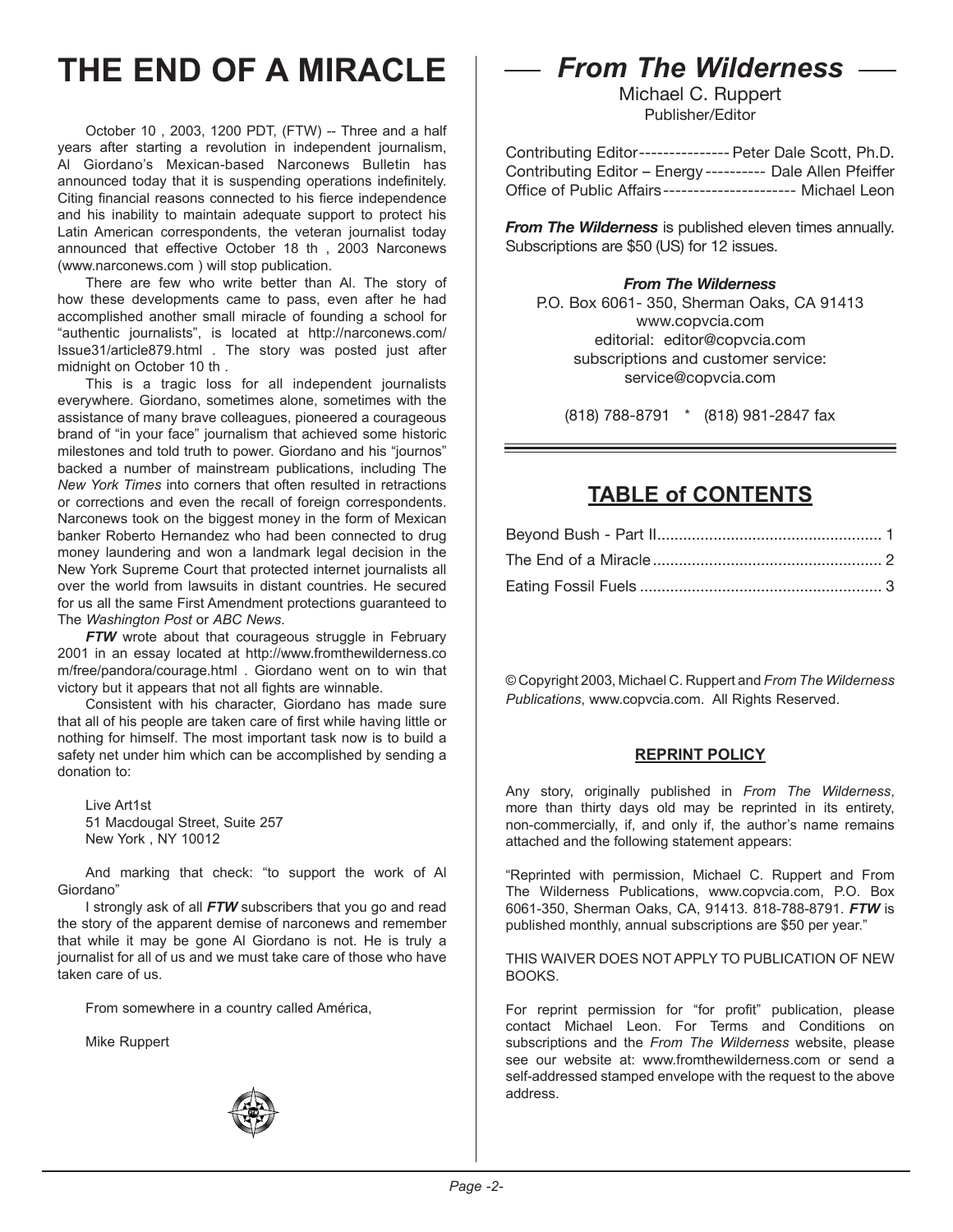# THE END OF A MIRACLE

October 10 , 2003, 1200 PDT, (FTW) -- Three and a half years after starting a revolution in independent journalism, Al Giordano's Mexican-based Narconews Bulletin has announced today that it is suspending operations indefinitely. Citing financial reasons connected to his fierce independence and his inability to maintain adequate support to protect his Latin American correspondents, the veteran journalist today announced that effective October 18 th , 2003 Narconews (www.narconews.com ) will stop publication.

There are few who write better than Al. The story of how these developments came to pass, even after he had accomplished another small miracle of founding a school for "authentic journalists", is located at http://narconews.com/Issue31/article879.html . The story was posted just after midnight on October 10 th .

This is a tragic loss for all independent journalists everywhere. Giordano, sometimes alone, sometimes with the assistance of many brave colleagues, pioneered a courageous brand of "in your face" journalism that achieved some historic milestones and told truth to power. Giordano and his "journos" backed a number of mainstream publications, including The *New York Times* into corners that often resulted in retractions or corrections and even the recall of foreign correspondents. Narconews took on the biggest money in the form of Mexican banker Roberto Hernandez who had been connected to drug money laundering and won a landmark legal decision in the New York Supreme Court that protected internet journalists all over the world from lawsuits in distant countries. He secured for us all the same First Amendment protections guaranteed to The *Washington Post* or *ABC News*.

***FTW*** wrote about that courageous struggle in February 2001 in an essay located at http://www.fromthewilderness.com/free/pandora/courage.html . Giordano went on to win that victory but it appears that not all fights are winnable.

Consistent with his character, Giordano has made sure that all of his people are taken care of first while having little or nothing for himself. The most important task now is to build a safety net under him which can be accomplished by sending a donation to:

Live Art1st
51 Macdougal Street, Suite 257
New York , NY 10012

And marking that check: "to support the work of Al Giordano"

I strongly ask of all ***FTW*** subscribers that you go and read the story of the apparent demise of narconews and remember that while it may be gone Al Giordano is not. He is truly a journalist for all of us and we must take care of those who have taken care of us.

From somewhere in a country called América,

Mike Ruppert

## *From The Wilderness*

Michael C. Ruppert
Publisher/Editor

Contributing Editor --------------- Peter Dale Scott, Ph.D.
Contributing Editor – Energy ---------- Dale Allen Pfeiffer
Office of Public Affairs ---------------------- Michael Leon

***From The Wilderness*** is published eleven times annually. Subscriptions are $50 (US) for 12 issues.

***From The Wilderness***
P.O. Box 6061- 350, Sherman Oaks, CA 91413
www.copvcia.com
editorial: editor@copvcia.com
subscriptions and customer service:
service@copvcia.com

(818) 788-8791 * (818) 981-2847 fax

## TABLE of CONTENTS

| | |
|---|---|
| Beyond Bush - Part II | 1 |
| The End of a Miracle | 2 |
| Eating Fossil Fuels | 3 |

© Copyright 2003, Michael C. Ruppert and *From The Wilderness Publications*, www.copvcia.com. All Rights Reserved.

### REPRINT POLICY

Any story, originally published in *From The Wilderness*, more than thirty days old may be reprinted in its entirety, non-commercially, if, and only if, the author's name remains attached and the following statement appears:

"Reprinted with permission, Michael C. Ruppert and From The Wilderness Publications, www.copvcia.com, P.O. Box 6061-350, Sherman Oaks, CA, 91413. 818-788-8791. ***FTW*** is published monthly, annual subscriptions are $50 per year."

THIS WAIVER DOES NOT APPLY TO PUBLICATION OF NEW BOOKS.

For reprint permission for "for profit" publication, please contact Michael Leon. For Terms and Conditions on subscriptions and the *From The Wilderness* website, please see our website at: www.fromthewilderness.com or send a self-addressed stamped envelope with the request to the above address.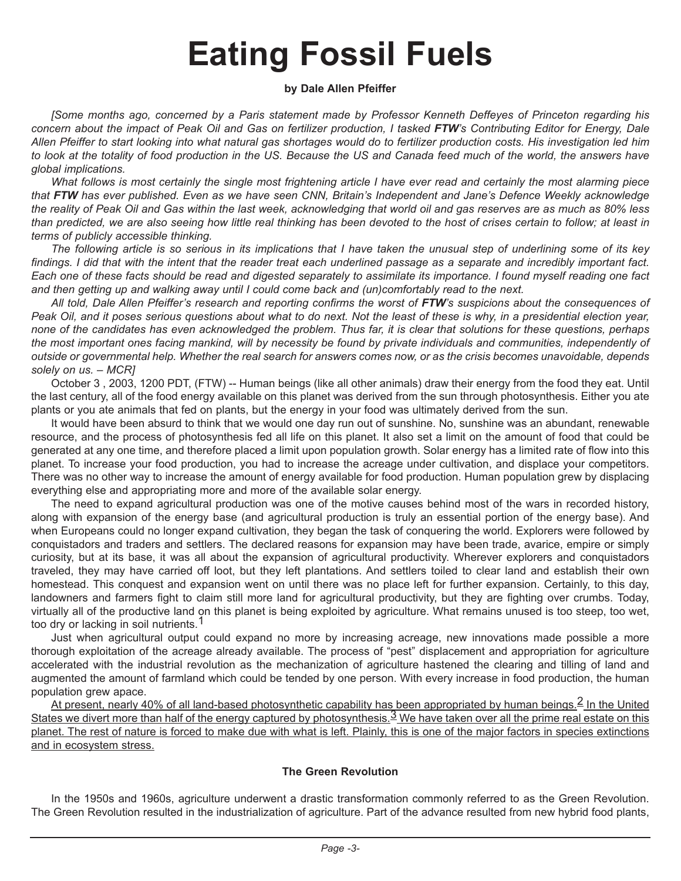# Eating Fossil Fuels

**by Dale Allen Pfeiffer**

*[Some months ago, concerned by a Paris statement made by Professor Kenneth Deffeyes of Princeton regarding his concern about the impact of Peak Oil and Gas on fertilizer production, I tasked **FTW**'s Contributing Editor for Energy, Dale Allen Pfeiffer to start looking into what natural gas shortages would do to fertilizer production costs. His investigation led him to look at the totality of food production in the US. Because the US and Canada feed much of the world, the answers have global implications.*

*What follows is most certainly the single most frightening article I have ever read and certainly the most alarming piece that **FTW** has ever published. Even as we have seen CNN, Britain's Independent and Jane's Defence Weekly acknowledge the reality of Peak Oil and Gas within the last week, acknowledging that world oil and gas reserves are as much as 80% less than predicted, we are also seeing how little real thinking has been devoted to the host of crises certain to follow; at least in terms of publicly accessible thinking.*

*The following article is so serious in its implications that I have taken the unusual step of underlining some of its key findings. I did that with the intent that the reader treat each underlined passage as a separate and incredibly important fact. Each one of these facts should be read and digested separately to assimilate its importance. I found myself reading one fact and then getting up and walking away until I could come back and (un)comfortably read to the next.*

*All told, Dale Allen Pfeiffer's research and reporting confirms the worst of **FTW**'s suspicions about the consequences of Peak Oil, and it poses serious questions about what to do next. Not the least of these is why, in a presidential election year, none of the candidates has even acknowledged the problem. Thus far, it is clear that solutions for these questions, perhaps the most important ones facing mankind, will by necessity be found by private individuals and communities, independently of outside or governmental help. Whether the real search for answers comes now, or as the crisis becomes unavoidable, depends solely on us. – MCR]*

October 3 , 2003, 1200 PDT, (FTW) -- Human beings (like all other animals) draw their energy from the food they eat. Until the last century, all of the food energy available on this planet was derived from the sun through photosynthesis. Either you ate plants or you ate animals that fed on plants, but the energy in your food was ultimately derived from the sun.

It would have been absurd to think that we would one day run out of sunshine. No, sunshine was an abundant, renewable resource, and the process of photosynthesis fed all life on this planet. It also set a limit on the amount of food that could be generated at any one time, and therefore placed a limit upon population growth. Solar energy has a limited rate of flow into this planet. To increase your food production, you had to increase the acreage under cultivation, and displace your competitors. There was no other way to increase the amount of energy available for food production. Human population grew by displacing everything else and appropriating more and more of the available solar energy.

The need to expand agricultural production was one of the motive causes behind most of the wars in recorded history, along with expansion of the energy base (and agricultural production is truly an essential portion of the energy base). And when Europeans could no longer expand cultivation, they began the task of conquering the world. Explorers were followed by conquistadors and traders and settlers. The declared reasons for expansion may have been trade, avarice, empire or simply curiosity, but at its base, it was all about the expansion of agricultural productivity. Wherever explorers and conquistadors traveled, they may have carried off loot, but they left plantations. And settlers toiled to clear land and establish their own homestead. This conquest and expansion went on until there was no place left for further expansion. Certainly, to this day, landowners and farmers fight to claim still more land for agricultural productivity, but they are fighting over crumbs. Today, virtually all of the productive land on this planet is being exploited by agriculture. What remains unused is too steep, too wet, too dry or lacking in soil nutrients.[1]

Just when agricultural output could expand no more by increasing acreage, new innovations made possible a more thorough exploitation of the acreage already available. The process of "pest" displacement and appropriation for agriculture accelerated with the industrial revolution as the mechanization of agriculture hastened the clearing and tilling of land and augmented the amount of farmland which could be tended by one person. With every increase in food production, the human population grew apace.

<u>At present, nearly 40% of all land-based photosynthetic capability has been appropriated by human beings.[2] In the United States we divert more than half of the energy captured by photosynthesis.[3] We have taken over all the prime real estate on this planet. The rest of nature is forced to make due with what is left. Plainly, this is one of the major factors in species extinctions and in ecosystem stress.</u>

### The Green Revolution

In the 1950s and 1960s, agriculture underwent a drastic transformation commonly referred to as the Green Revolution. The Green Revolution resulted in the industrialization of agriculture. Part of the advance resulted from new hybrid food plants,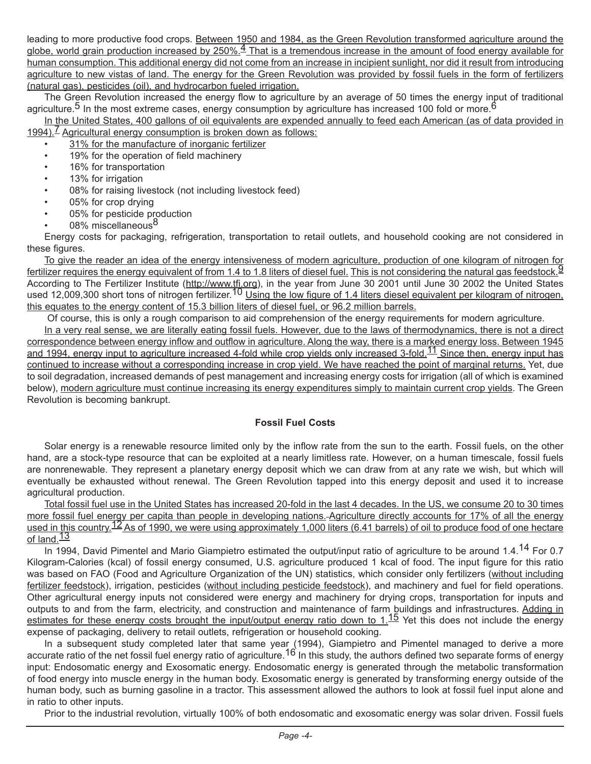leading to more productive food crops. Between 1950 and 1984, as the Green Revolution transformed agriculture around the globe, world grain production increased by 250%.[4] That is a tremendous increase in the amount of food energy available for human consumption. This additional energy did not come from an increase in incipient sunlight, nor did it result from introducing agriculture to new vistas of land. The energy for the Green Revolution was provided by fossil fuels in the form of fertilizers (natural gas), pesticides (oil), and hydrocarbon fueled irrigation.

The Green Revolution increased the energy flow to agriculture by an average of 50 times the energy input of traditional agriculture.[5] In the most extreme cases, energy consumption by agriculture has increased 100 fold or more.[6]

In the United States, 400 gallons of oil equivalents are expended annually to feed each American (as of data provided in 1994).[7] Agricultural energy consumption is broken down as follows:

- 31% for the manufacture of inorganic fertilizer
- 19% for the operation of field machinery
- 16% for transportation
- 13% for irrigation
- 08% for raising livestock (not including livestock feed)
- 05% for crop drying
- 05% for pesticide production
- 08% miscellaneous[8]

Energy costs for packaging, refrigeration, transportation to retail outlets, and household cooking are not considered in these figures.

To give the reader an idea of the energy intensiveness of modern agriculture, production of one kilogram of nitrogen for fertilizer requires the energy equivalent of from 1.4 to 1.8 liters of diesel fuel. This is not considering the natural gas feedstock.[9] According to The Fertilizer Institute (http://www.tfi.org), in the year from June 30 2001 until June 30 2002 the United States used 12,009,300 short tons of nitrogen fertilizer.[10] Using the low figure of 1.4 liters diesel equivalent per kilogram of nitrogen, this equates to the energy content of 15.3 billion liters of diesel fuel, or 96.2 million barrels.

Of course, this is only a rough comparison to aid comprehension of the energy requirements for modern agriculture.

In a very real sense, we are literally eating fossil fuels. However, due to the laws of thermodynamics, there is not a direct correspondence between energy inflow and outflow in agriculture. Along the way, there is a marked energy loss. Between 1945 and 1994, energy input to agriculture increased 4-fold while crop yields only increased 3-fold.[11] Since then, energy input has continued to increase without a corresponding increase in crop yield. We have reached the point of marginal returns. Yet, due to soil degradation, increased demands of pest management and increasing energy costs for irrigation (all of which is examined below), modern agriculture must continue increasing its energy expenditures simply to maintain current crop yields. The Green Revolution is becoming bankrupt.

### Fossil Fuel Costs

Solar energy is a renewable resource limited only by the inflow rate from the sun to the earth. Fossil fuels, on the other hand, are a stock-type resource that can be exploited at a nearly limitless rate. However, on a human timescale, fossil fuels are nonrenewable. They represent a planetary energy deposit which we can draw from at any rate we wish, but which will eventually be exhausted without renewal. The Green Revolution tapped into this energy deposit and used it to increase agricultural production.

Total fossil fuel use in the United States has increased 20-fold in the last 4 decades. In the US, we consume 20 to 30 times more fossil fuel energy per capita than people in developing nations. Agriculture directly accounts for 17% of all the energy used in this country.[12] As of 1990, we were using approximately 1,000 liters (6.41 barrels) of oil to produce food of one hectare of land.[13]

In 1994, David Pimentel and Mario Giampietro estimated the output/input ratio of agriculture to be around 1.4.[14] For 0.7 Kilogram-Calories (kcal) of fossil energy consumed, U.S. agriculture produced 1 kcal of food. The input figure for this ratio was based on FAO (Food and Agriculture Organization of the UN) statistics, which consider only fertilizers (without including fertilizer feedstock), irrigation, pesticides (without including pesticide feedstock), and machinery and fuel for field operations. Other agricultural energy inputs not considered were energy and machinery for drying crops, transportation for inputs and outputs to and from the farm, electricity, and construction and maintenance of farm buildings and infrastructures. Adding in estimates for these energy costs brought the input/output energy ratio down to 1.[15] Yet this does not include the energy expense of packaging, delivery to retail outlets, refrigeration or household cooking.

In a subsequent study completed later that same year (1994), Giampietro and Pimentel managed to derive a more accurate ratio of the net fossil fuel energy ratio of agriculture.[16] In this study, the authors defined two separate forms of energy input: Endosomatic energy and Exosomatic energy. Endosomatic energy is generated through the metabolic transformation of food energy into muscle energy in the human body. Exosomatic energy is generated by transforming energy outside of the human body, such as burning gasoline in a tractor. This assessment allowed the authors to look at fossil fuel input alone and in ratio to other inputs.

Prior to the industrial revolution, virtually 100% of both endosomatic and exosomatic energy was solar driven. Fossil fuels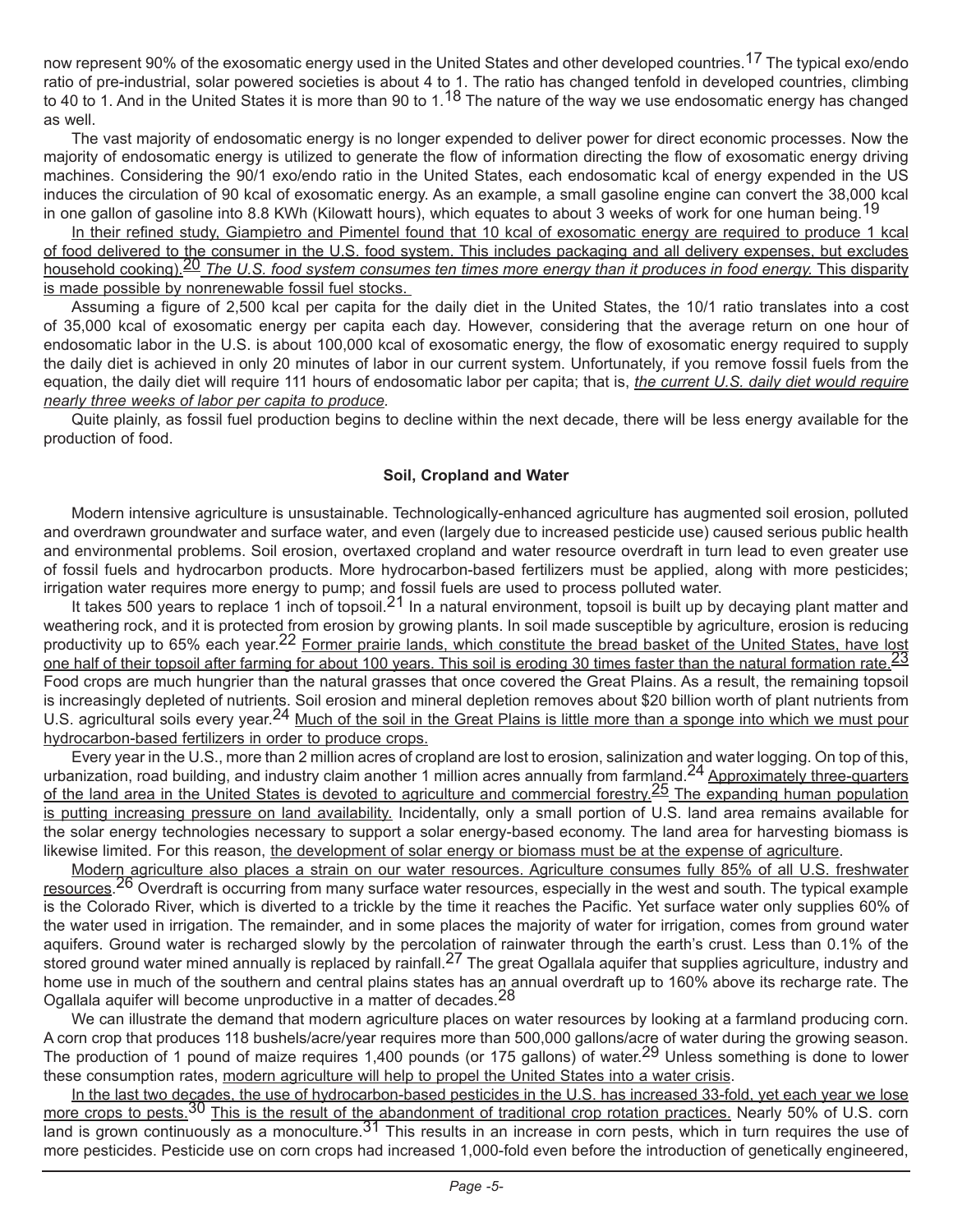now represent 90% of the exosomatic energy used in the United States and other developed countries.[17] The typical exo/endo ratio of pre-industrial, solar powered societies is about 4 to 1. The ratio has changed tenfold in developed countries, climbing to 40 to 1. And in the United States it is more than 90 to 1.[18] The nature of the way we use endosomatic energy has changed as well.

The vast majority of endosomatic energy is no longer expended to deliver power for direct economic processes. Now the majority of endosomatic energy is utilized to generate the flow of information directing the flow of exosomatic energy driving machines. Considering the 90/1 exo/endo ratio in the United States, each endosomatic kcal of energy expended in the US induces the circulation of 90 kcal of exosomatic energy. As an example, a small gasoline engine can convert the 38,000 kcal in one gallon of gasoline into 8.8 KWh (Kilowatt hours), which equates to about 3 weeks of work for one human being.[19]

In their refined study, Giampietro and Pimentel found that 10 kcal of exosomatic energy are required to produce 1 kcal of food delivered to the consumer in the U.S. food system. This includes packaging and all delivery expenses, but excludes household cooking).[20] *The U.S. food system consumes ten times more energy than it produces in food energy.* This disparity is made possible by nonrenewable fossil fuel stocks.

Assuming a figure of 2,500 kcal per capita for the daily diet in the United States, the 10/1 ratio translates into a cost of 35,000 kcal of exosomatic energy per capita each day. However, considering that the average return on one hour of endosomatic labor in the U.S. is about 100,000 kcal of exosomatic energy, the flow of exosomatic energy required to supply the daily diet is achieved in only 20 minutes of labor in our current system. Unfortunately, if you remove fossil fuels from the equation, the daily diet will require 111 hours of endosomatic labor per capita; that is, *the current U.S. daily diet would require nearly three weeks of labor per capita to produce.*

Quite plainly, as fossil fuel production begins to decline within the next decade, there will be less energy available for the production of food.

### Soil, Cropland and Water

Modern intensive agriculture is unsustainable. Technologically-enhanced agriculture has augmented soil erosion, polluted and overdrawn groundwater and surface water, and even (largely due to increased pesticide use) caused serious public health and environmental problems. Soil erosion, overtaxed cropland and water resource overdraft in turn lead to even greater use of fossil fuels and hydrocarbon products. More hydrocarbon-based fertilizers must be applied, along with more pesticides; irrigation water requires more energy to pump; and fossil fuels are used to process polluted water.

It takes 500 years to replace 1 inch of topsoil.[21] In a natural environment, topsoil is built up by decaying plant matter and weathering rock, and it is protected from erosion by growing plants. In soil made susceptible by agriculture, erosion is reducing productivity up to 65% each year.[22] Former prairie lands, which constitute the bread basket of the United States, have lost one half of their topsoil after farming for about 100 years. This soil is eroding 30 times faster than the natural formation rate.[23] Food crops are much hungrier than the natural grasses that once covered the Great Plains. As a result, the remaining topsoil is increasingly depleted of nutrients. Soil erosion and mineral depletion removes about $20 billion worth of plant nutrients from U.S. agricultural soils every year.[24] Much of the soil in the Great Plains is little more than a sponge into which we must pour hydrocarbon-based fertilizers in order to produce crops.

Every year in the U.S., more than 2 million acres of cropland are lost to erosion, salinization and water logging. On top of this, urbanization, road building, and industry claim another 1 million acres annually from farmland.[24] Approximately three-quarters of the land area in the United States is devoted to agriculture and commercial forestry.[25] The expanding human population is putting increasing pressure on land availability. Incidentally, only a small portion of U.S. land area remains available for the solar energy technologies necessary to support a solar energy-based economy. The land area for harvesting biomass is likewise limited. For this reason, the development of solar energy or biomass must be at the expense of agriculture.

Modern agriculture also places a strain on our water resources. Agriculture consumes fully 85% of all U.S. freshwater resources.[26] Overdraft is occurring from many surface water resources, especially in the west and south. The typical example is the Colorado River, which is diverted to a trickle by the time it reaches the Pacific. Yet surface water only supplies 60% of the water used in irrigation. The remainder, and in some places the majority of water for irrigation, comes from ground water aquifers. Ground water is recharged slowly by the percolation of rainwater through the earth's crust. Less than 0.1% of the stored ground water mined annually is replaced by rainfall.[27] The great Ogallala aquifer that supplies agriculture, industry and home use in much of the southern and central plains states has an annual overdraft up to 160% above its recharge rate. The Ogallala aquifer will become unproductive in a matter of decades.[28]

We can illustrate the demand that modern agriculture places on water resources by looking at a farmland producing corn. A corn crop that produces 118 bushels/acre/year requires more than 500,000 gallons/acre of water during the growing season. The production of 1 pound of maize requires 1,400 pounds (or 175 gallons) of water.[29] Unless something is done to lower these consumption rates, modern agriculture will help to propel the United States into a water crisis.

In the last two decades, the use of hydrocarbon-based pesticides in the U.S. has increased 33-fold, yet each year we lose more crops to pests.[30] This is the result of the abandonment of traditional crop rotation practices. Nearly 50% of U.S. corn land is grown continuously as a monoculture.[31] This results in an increase in corn pests, which in turn requires the use of more pesticides. Pesticide use on corn crops had increased 1,000-fold even before the introduction of genetically engineered,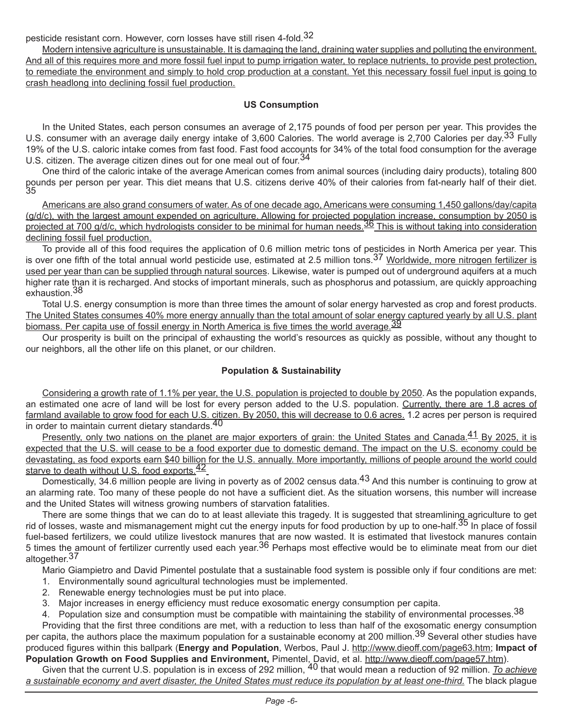pesticide resistant corn. However, corn losses have still risen 4-fold.[32]

Modern intensive agriculture is unsustainable. It is damaging the land, draining water supplies and polluting the environment. And all of this requires more and more fossil fuel input to pump irrigation water, to replace nutrients, to provide pest protection, to remediate the environment and simply to hold crop production at a constant. Yet this necessary fossil fuel input is going to crash headlong into declining fossil fuel production.

### US Consumption

In the United States, each person consumes an average of 2,175 pounds of food per person per year. This provides the U.S. consumer with an average daily energy intake of 3,600 Calories. The world average is 2,700 Calories per day.[33] Fully 19% of the U.S. caloric intake comes from fast food. Fast food accounts for 34% of the total food consumption for the average U.S. citizen. The average citizen dines out for one meal out of four.[34]

One third of the caloric intake of the average American comes from animal sources (including dairy products), totaling 800 pounds per person per year. This diet means that U.S. citizens derive 40% of their calories from fat-nearly half of their diet.[35]

Americans are also grand consumers of water. As of one decade ago, Americans were consuming 1,450 gallons/day/capita (g/d/c), with the largest amount expended on agriculture. Allowing for projected population increase, consumption by 2050 is projected at 700 g/d/c, which hydrologists consider to be minimal for human needs.[36] This is without taking into consideration declining fossil fuel production.

To provide all of this food requires the application of 0.6 million metric tons of pesticides in North America per year. This is over one fifth of the total annual world pesticide use, estimated at 2.5 million tons.[37] Worldwide, more nitrogen fertilizer is used per year than can be supplied through natural sources. Likewise, water is pumped out of underground aquifers at a much higher rate than it is recharged. And stocks of important minerals, such as phosphorus and potassium, are quickly approaching exhaustion.[38]

Total U.S. energy consumption is more than three times the amount of solar energy harvested as crop and forest products. The United States consumes 40% more energy annually than the total amount of solar energy captured yearly by all U.S. plant biomass. Per capita use of fossil energy in North America is five times the world average.[39]

Our prosperity is built on the principal of exhausting the world's resources as quickly as possible, without any thought to our neighbors, all the other life on this planet, or our children.

### Population & Sustainability

Considering a growth rate of 1.1% per year, the U.S. population is projected to double by 2050. As the population expands, an estimated one acre of land will be lost for every person added to the U.S. population. Currently, there are 1.8 acres of farmland available to grow food for each U.S. citizen. By 2050, this will decrease to 0.6 acres. 1.2 acres per person is required in order to maintain current dietary standards.[40]

Presently, only two nations on the planet are major exporters of grain: the United States and Canada.[41] By 2025, it is expected that the U.S. will cease to be a food exporter due to domestic demand. The impact on the U.S. economy could be devastating, as food exports earn $40 billion for the U.S. annually. More importantly, millions of people around the world could starve to death without U.S. food exports.[42]

Domestically, 34.6 million people are living in poverty as of 2002 census data.[43] And this number is continuing to grow at an alarming rate. Too many of these people do not have a sufficient diet. As the situation worsens, this number will increase and the United States will witness growing numbers of starvation fatalities.

There are some things that we can do to at least alleviate this tragedy. It is suggested that streamlining agriculture to get rid of losses, waste and mismanagement might cut the energy inputs for food production by up to one-half.[35] In place of fossil fuel-based fertilizers, we could utilize livestock manures that are now wasted. It is estimated that livestock manures contain 5 times the amount of fertilizer currently used each year.[36] Perhaps most effective would be to eliminate meat from our diet altogether.[37]

Mario Giampietro and David Pimentel postulate that a sustainable food system is possible only if four conditions are met:

1. Environmentally sound agricultural technologies must be implemented.
2. Renewable energy technologies must be put into place.
3. Major increases in energy efficiency must reduce exosomatic energy consumption per capita.
4. Population size and consumption must be compatible with maintaining the stability of environmental processes.[38]

Providing that the first three conditions are met, with a reduction to less than half of the exosomatic energy consumption per capita, the authors place the maximum population for a sustainable economy at 200 million.[39] Several other studies have produced figures within this ballpark (**Energy and Population**, Werbos, Paul J. http://www.dieoff.com/page63.htm; **Impact of Population Growth on Food Supplies and Environment,** Pimentel, David, et al. http://www.dieoff.com/page57.htm).

Given that the current U.S. population is in excess of 292 million,[40] that would mean a reduction of 92 million. *To achieve a sustainable economy and avert disaster, the United States must reduce its population by at least one-third.* The black plague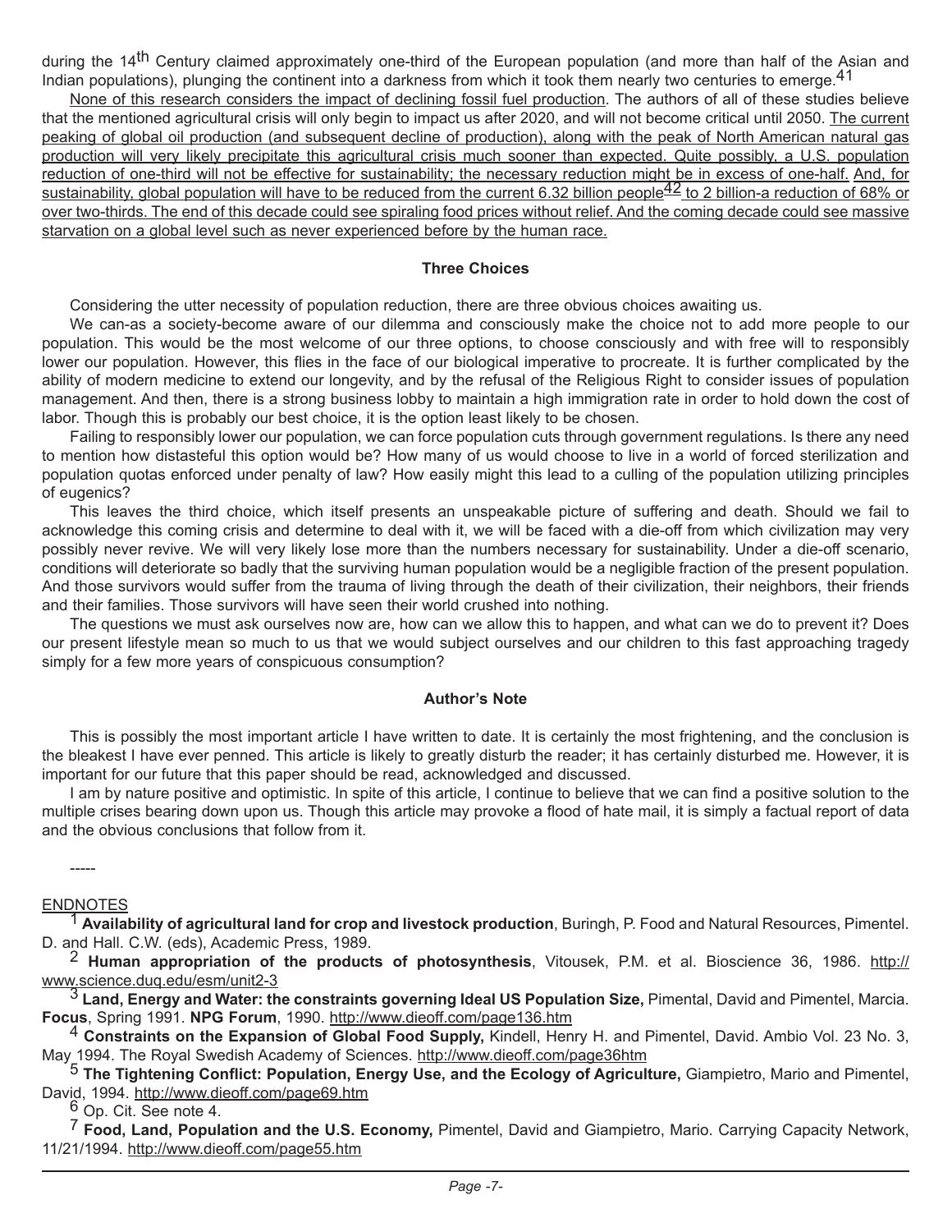during the 14th Century claimed approximately one-third of the European population (and more than half of the Asian and Indian populations), plunging the continent into a darkness from which it took them nearly two centuries to emerge.[41]

None of this research considers the impact of declining fossil fuel production. The authors of all of these studies believe that the mentioned agricultural crisis will only begin to impact us after 2020, and will not become critical until 2050. The current peaking of global oil production (and subsequent decline of production), along with the peak of North American natural gas production will very likely precipitate this agricultural crisis much sooner than expected. Quite possibly, a U.S. population reduction of one-third will not be effective for sustainability; the necessary reduction might be in excess of one-half. And, for sustainability, global population will have to be reduced from the current 6.32 billion people[42] to 2 billion-a reduction of 68% or over two-thirds. The end of this decade could see spiraling food prices without relief. And the coming decade could see massive starvation on a global level such as never experienced before by the human race.

### Three Choices

Considering the utter necessity of population reduction, there are three obvious choices awaiting us.

We can-as a society-become aware of our dilemma and consciously make the choice not to add more people to our population. This would be the most welcome of our three options, to choose consciously and with free will to responsibly lower our population. However, this flies in the face of our biological imperative to procreate. It is further complicated by the ability of modern medicine to extend our longevity, and by the refusal of the Religious Right to consider issues of population management. And then, there is a strong business lobby to maintain a high immigration rate in order to hold down the cost of labor. Though this is probably our best choice, it is the option least likely to be chosen.

Failing to responsibly lower our population, we can force population cuts through government regulations. Is there any need to mention how distasteful this option would be? How many of us would choose to live in a world of forced sterilization and population quotas enforced under penalty of law? How easily might this lead to a culling of the population utilizing principles of eugenics?

This leaves the third choice, which itself presents an unspeakable picture of suffering and death. Should we fail to acknowledge this coming crisis and determine to deal with it, we will be faced with a die-off from which civilization may very possibly never revive. We will very likely lose more than the numbers necessary for sustainability. Under a die-off scenario, conditions will deteriorate so badly that the surviving human population would be a negligible fraction of the present population. And those survivors would suffer from the trauma of living through the death of their civilization, their neighbors, their friends and their families. Those survivors will have seen their world crushed into nothing.

The questions we must ask ourselves now are, how can we allow this to happen, and what can we do to prevent it? Does our present lifestyle mean so much to us that we would subject ourselves and our children to this fast approaching tragedy simply for a few more years of conspicuous consumption?

### Author's Note

This is possibly the most important article I have written to date. It is certainly the most frightening, and the conclusion is the bleakest I have ever penned. This article is likely to greatly disturb the reader; it has certainly disturbed me. However, it is important for our future that this paper should be read, acknowledged and discussed.

I am by nature positive and optimistic. In spite of this article, I continue to believe that we can find a positive solution to the multiple crises bearing down upon us. Though this article may provoke a flood of hate mail, it is simply a factual report of data and the obvious conclusions that follow from it.

-----

ENDNOTES

[1] **Availability of agricultural land for crop and livestock production**, Buringh, P. Food and Natural Resources, Pimentel. D. and Hall. C.W. (eds), Academic Press, 1989.

[2] **Human appropriation of the products of photosynthesis**, Vitousek, P.M. et al. Bioscience 36, 1986. http://www.science.duq.edu/esm/unit2-3

[3] **Land, Energy and Water: the constraints governing Ideal US Population Size,** Pimental, David and Pimentel, Marcia. **Focus**, Spring 1991. **NPG Forum**, 1990. http://www.dieoff.com/page136.htm

[4] **Constraints on the Expansion of Global Food Supply,** Kindell, Henry H. and Pimentel, David. Ambio Vol. 23 No. 3, May 1994. The Royal Swedish Academy of Sciences. http://www.dieoff.com/page36htm

[5] **The Tightening Conflict: Population, Energy Use, and the Ecology of Agriculture,** Giampietro, Mario and Pimentel, David, 1994. http://www.dieoff.com/page69.htm

[6] Op. Cit. See note 4.

[7] **Food, Land, Population and the U.S. Economy,** Pimentel, David and Giampietro, Mario. Carrying Capacity Network, 11/21/1994. http://www.dieoff.com/page55.htm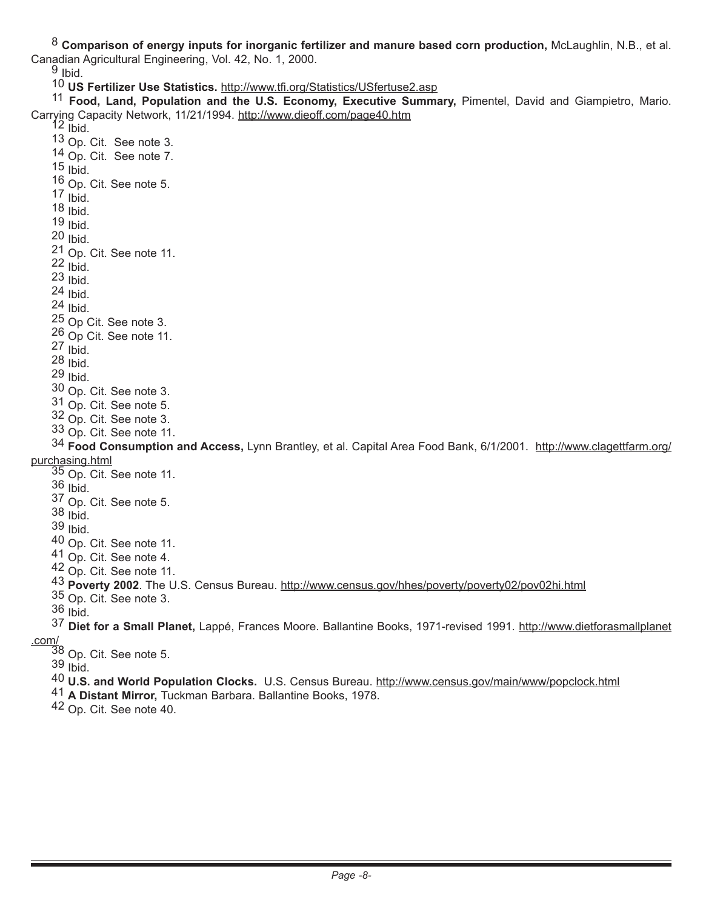8 **Comparison of energy inputs for inorganic fertilizer and manure based corn production,** McLaughlin, N.B., et al. Canadian Agricultural Engineering, Vol. 42, No. 1, 2000.

9 Ibid.

10 **US Fertilizer Use Statistics.** http://www.tfi.org/Statistics/USfertuse2.asp

11 **Food, Land, Population and the U.S. Economy, Executive Summary,** Pimentel, David and Giampietro, Mario. Carrying Capacity Network, 11/21/1994. http://www.dieoff.com/page40.htm

12 Ibid.

13 Op. Cit. See note 3.

14 Op. Cit. See note 7.

15 Ibid.

16 Op. Cit. See note 5.

17 Ibid.

18 Ibid.

19 Ibid.

20 Ibid.

21 Op. Cit. See note 11.

22 Ibid.

23 Ibid.

24 Ibid.

24 Ibid.

25 Op Cit. See note 3.

26 Op Cit. See note 11.

27 Ibid.

28 Ibid.

29 Ibid.

30 Op. Cit. See note 3.

31 Op. Cit. See note 5.

32 Op. Cit. See note 3.

33 Op. Cit. See note 11.

34 **Food Consumption and Access,** Lynn Brantley, et al. Capital Area Food Bank, 6/1/2001. http://www.clagettfarm.org/purchasing.html

35 Op. Cit. See note 11.

36 Ibid.

37 Op. Cit. See note 5.

38 Ibid.

39 Ibid.

40 Op. Cit. See note 11.

41 Op. Cit. See note 4.

42 Op. Cit. See note 11.

43 **Poverty 2002**. The U.S. Census Bureau. http://www.census.gov/hhes/poverty/poverty02/pov02hi.html

35 Op. Cit. See note 3.

36 Ibid.

37 **Diet for a Small Planet,** Lappé, Frances Moore. Ballantine Books, 1971-revised 1991. http://www.dietforasmallplanet.com/

38 Op. Cit. See note 5.

39 Ibid.

40 **U.S. and World Population Clocks.** U.S. Census Bureau. http://www.census.gov/main/www/popclock.html

41 **A Distant Mirror,** Tuckman Barbara. Ballantine Books, 1978.

42 Op. Cit. See note 40.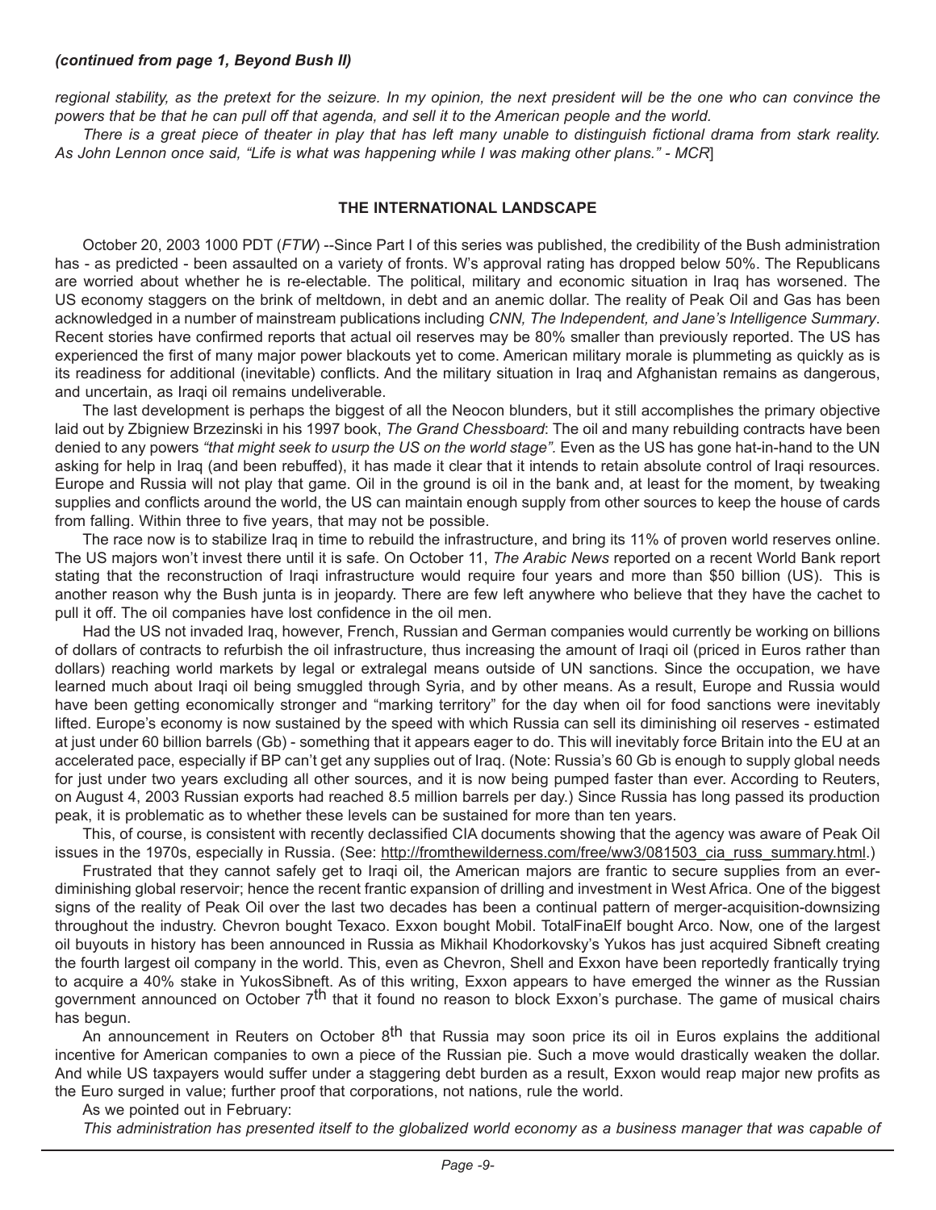***(continued from page 1, Beyond Bush II)***

*regional stability, as the pretext for the seizure. In my opinion, the next president will be the one who can convince the powers that be that he can pull off that agenda, and sell it to the American people and the world.*

*There is a great piece of theater in play that has left many unable to distinguish fictional drama from stark reality. As John Lennon once said, "Life is what was happening while I was making other plans." - MCR*]

**THE INTERNATIONAL LANDSCAPE**

October 20, 2003 1000 PDT (*FTW*) --Since Part I of this series was published, the credibility of the Bush administration has - as predicted - been assaulted on a variety of fronts. W's approval rating has dropped below 50%. The Republicans are worried about whether he is re-electable. The political, military and economic situation in Iraq has worsened. The US economy staggers on the brink of meltdown, in debt and an anemic dollar. The reality of Peak Oil and Gas has been acknowledged in a number of mainstream publications including *CNN, The Independent, and Jane's Intelligence Summary*. Recent stories have confirmed reports that actual oil reserves may be 80% smaller than previously reported. The US has experienced the first of many major power blackouts yet to come. American military morale is plummeting as quickly as is its readiness for additional (inevitable) conflicts. And the military situation in Iraq and Afghanistan remains as dangerous, and uncertain, as Iraqi oil remains undeliverable.

The last development is perhaps the biggest of all the Neocon blunders, but it still accomplishes the primary objective laid out by Zbigniew Brzezinski in his 1997 book, *The Grand Chessboard*: The oil and many rebuilding contracts have been denied to any powers *"that might seek to usurp the US on the world stage".* Even as the US has gone hat-in-hand to the UN asking for help in Iraq (and been rebuffed), it has made it clear that it intends to retain absolute control of Iraqi resources. Europe and Russia will not play that game. Oil in the ground is oil in the bank and, at least for the moment, by tweaking supplies and conflicts around the world, the US can maintain enough supply from other sources to keep the house of cards from falling. Within three to five years, that may not be possible.

The race now is to stabilize Iraq in time to rebuild the infrastructure, and bring its 11% of proven world reserves online. The US majors won't invest there until it is safe. On October 11, *The Arabic News* reported on a recent World Bank report stating that the reconstruction of Iraqi infrastructure would require four years and more than $50 billion (US). This is another reason why the Bush junta is in jeopardy. There are few left anywhere who believe that they have the cachet to pull it off. The oil companies have lost confidence in the oil men.

Had the US not invaded Iraq, however, French, Russian and German companies would currently be working on billions of dollars of contracts to refurbish the oil infrastructure, thus increasing the amount of Iraqi oil (priced in Euros rather than dollars) reaching world markets by legal or extralegal means outside of UN sanctions. Since the occupation, we have learned much about Iraqi oil being smuggled through Syria, and by other means. As a result, Europe and Russia would have been getting economically stronger and "marking territory" for the day when oil for food sanctions were inevitably lifted. Europe's economy is now sustained by the speed with which Russia can sell its diminishing oil reserves - estimated at just under 60 billion barrels (Gb) - something that it appears eager to do. This will inevitably force Britain into the EU at an accelerated pace, especially if BP can't get any supplies out of Iraq. (Note: Russia's 60 Gb is enough to supply global needs for just under two years excluding all other sources, and it is now being pumped faster than ever. According to Reuters, on August 4, 2003 Russian exports had reached 8.5 million barrels per day.) Since Russia has long passed its production peak, it is problematic as to whether these levels can be sustained for more than ten years.

This, of course, is consistent with recently declassified CIA documents showing that the agency was aware of Peak Oil issues in the 1970s, especially in Russia. (See: http://fromthewilderness.com/free/ww3/081503_cia_russ_summary.html.)

Frustrated that they cannot safely get to Iraqi oil, the American majors are frantic to secure supplies from an ever-diminishing global reservoir; hence the recent frantic expansion of drilling and investment in West Africa. One of the biggest signs of the reality of Peak Oil over the last two decades has been a continual pattern of merger-acquisition-downsizing throughout the industry. Chevron bought Texaco. Exxon bought Mobil. TotalFinaElf bought Arco. Now, one of the largest oil buyouts in history has been announced in Russia as Mikhail Khodorkovsky's Yukos has just acquired Sibneft creating the fourth largest oil company in the world. This, even as Chevron, Shell and Exxon have been reportedly frantically trying to acquire a 40% stake in YukosSibneft. As of this writing, Exxon appears to have emerged the winner as the Russian government announced on October 7th that it found no reason to block Exxon's purchase. The game of musical chairs has begun.

An announcement in Reuters on October 8th that Russia may soon price its oil in Euros explains the additional incentive for American companies to own a piece of the Russian pie. Such a move would drastically weaken the dollar. And while US taxpayers would suffer under a staggering debt burden as a result, Exxon would reap major new profits as the Euro surged in value; further proof that corporations, not nations, rule the world.

As we pointed out in February:

*This administration has presented itself to the globalized world economy as a business manager that was capable of*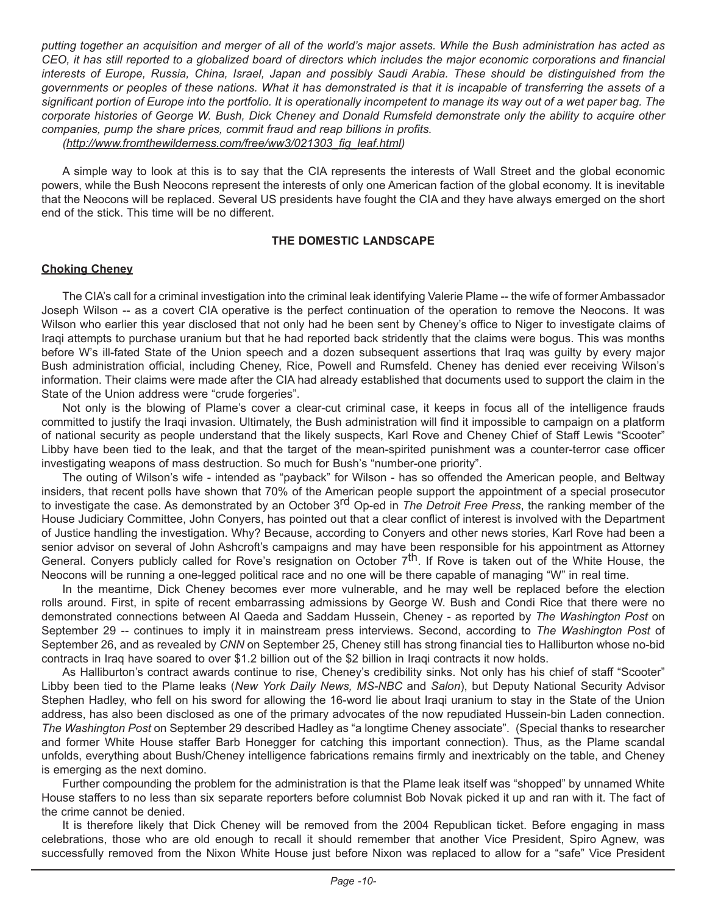*putting together an acquisition and merger of all of the world's major assets. While the Bush administration has acted as CEO, it has still reported to a globalized board of directors which includes the major economic corporations and financial interests of Europe, Russia, China, Israel, Japan and possibly Saudi Arabia. These should be distinguished from the governments or peoples of these nations. What it has demonstrated is that it is incapable of transferring the assets of a significant portion of Europe into the portfolio. It is operationally incompetent to manage its way out of a wet paper bag. The corporate histories of George W. Bush, Dick Cheney and Donald Rumsfeld demonstrate only the ability to acquire other companies, pump the share prices, commit fraud and reap billions in profits.*
*(http://www.fromthewilderness.com/free/ww3/021303_fig_leaf.html)*

A simple way to look at this is to say that the CIA represents the interests of Wall Street and the global economic powers, while the Bush Neocons represent the interests of only one American faction of the global economy. It is inevitable that the Neocons will be replaced. Several US presidents have fought the CIA and they have always emerged on the short end of the stick. This time will be no different.

**THE DOMESTIC LANDSCAPE**

**Choking Cheney**

The CIA's call for a criminal investigation into the criminal leak identifying Valerie Plame -- the wife of former Ambassador Joseph Wilson -- as a covert CIA operative is the perfect continuation of the operation to remove the Neocons. It was Wilson who earlier this year disclosed that not only had he been sent by Cheney's office to Niger to investigate claims of Iraqi attempts to purchase uranium but that he had reported back stridently that the claims were bogus. This was months before W's ill-fated State of the Union speech and a dozen subsequent assertions that Iraq was guilty by every major Bush administration official, including Cheney, Rice, Powell and Rumsfeld. Cheney has denied ever receiving Wilson's information. Their claims were made after the CIA had already established that documents used to support the claim in the State of the Union address were "crude forgeries".

Not only is the blowing of Plame's cover a clear-cut criminal case, it keeps in focus all of the intelligence frauds committed to justify the Iraqi invasion. Ultimately, the Bush administration will find it impossible to campaign on a platform of national security as people understand that the likely suspects, Karl Rove and Cheney Chief of Staff Lewis "Scooter" Libby have been tied to the leak, and that the target of the mean-spirited punishment was a counter-terror case officer investigating weapons of mass destruction. So much for Bush's "number-one priority".

The outing of Wilson's wife - intended as "payback" for Wilson - has so offended the American people, and Beltway insiders, that recent polls have shown that 70% of the American people support the appointment of a special prosecutor to investigate the case. As demonstrated by an October 3rd Op-ed in *The Detroit Free Press*, the ranking member of the House Judiciary Committee, John Conyers, has pointed out that a clear conflict of interest is involved with the Department of Justice handling the investigation. Why? Because, according to Conyers and other news stories, Karl Rove had been a senior advisor on several of John Ashcroft's campaigns and may have been responsible for his appointment as Attorney General. Conyers publicly called for Rove's resignation on October 7th. If Rove is taken out of the White House, the Neocons will be running a one-legged political race and no one will be there capable of managing "W" in real time.

In the meantime, Dick Cheney becomes ever more vulnerable, and he may well be replaced before the election rolls around. First, in spite of recent embarrassing admissions by George W. Bush and Condi Rice that there were no demonstrated connections between Al Qaeda and Saddam Hussein, Cheney - as reported by *The Washington Post* on September 29 -- continues to imply it in mainstream press interviews. Second, according to *The Washington Post* of September 26, and as revealed by *CNN* on September 25, Cheney still has strong financial ties to Halliburton whose no-bid contracts in Iraq have soared to over $1.2 billion out of the $2 billion in Iraqi contracts it now holds.

As Halliburton's contract awards continue to rise, Cheney's credibility sinks. Not only has his chief of staff "Scooter" Libby been tied to the Plame leaks (*New York Daily News, MS-NBC* and *Salon*), but Deputy National Security Advisor Stephen Hadley, who fell on his sword for allowing the 16-word lie about Iraqi uranium to stay in the State of the Union address, has also been disclosed as one of the primary advocates of the now repudiated Hussein-bin Laden connection. *The Washington Post* on September 29 described Hadley as "a longtime Cheney associate". (Special thanks to researcher and former White House staffer Barb Honegger for catching this important connection). Thus, as the Plame scandal unfolds, everything about Bush/Cheney intelligence fabrications remains firmly and inextricably on the table, and Cheney is emerging as the next domino.

Further compounding the problem for the administration is that the Plame leak itself was "shopped" by unnamed White House staffers to no less than six separate reporters before columnist Bob Novak picked it up and ran with it. The fact of the crime cannot be denied.

It is therefore likely that Dick Cheney will be removed from the 2004 Republican ticket. Before engaging in mass celebrations, those who are old enough to recall it should remember that another Vice President, Spiro Agnew, was successfully removed from the Nixon White House just before Nixon was replaced to allow for a "safe" Vice President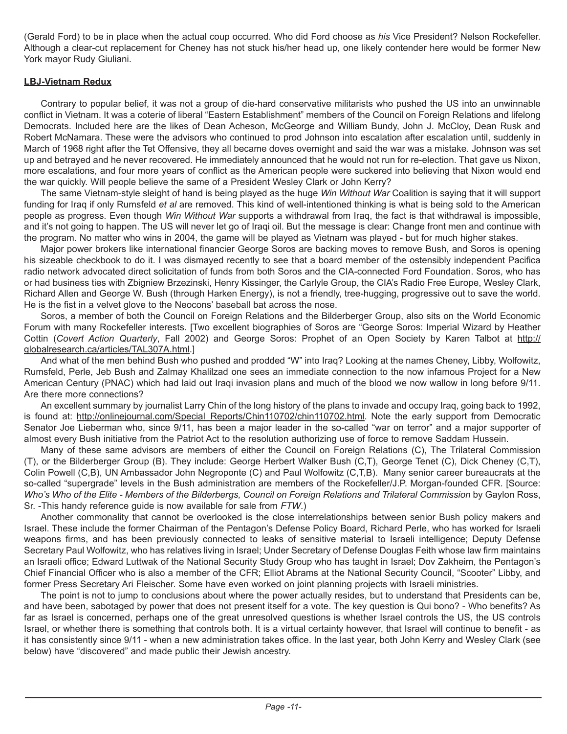(Gerald Ford) to be in place when the actual coup occurred. Who did Ford choose as *his* Vice President? Nelson Rockefeller. Although a clear-cut replacement for Cheney has not stuck his/her head up, one likely contender here would be former New York mayor Rudy Giuliani.

**LBJ-Vietnam Redux**

Contrary to popular belief, it was not a group of die-hard conservative militarists who pushed the US into an unwinnable conflict in Vietnam. It was a coterie of liberal "Eastern Establishment" members of the Council on Foreign Relations and lifelong Democrats. Included here are the likes of Dean Acheson, McGeorge and William Bundy, John J. McCloy, Dean Rusk and Robert McNamara. These were the advisors who continued to prod Johnson into escalation after escalation until, suddenly in March of 1968 right after the Tet Offensive, they all became doves overnight and said the war was a mistake. Johnson was set up and betrayed and he never recovered. He immediately announced that he would not run for re-election. That gave us Nixon, more escalations, and four more years of conflict as the American people were suckered into believing that Nixon would end the war quickly. Will people believe the same of a President Wesley Clark or John Kerry?

The same Vietnam-style sleight of hand is being played as the huge *Win Without War* Coalition is saying that it will support funding for Iraq if only Rumsfeld *et al* are removed. This kind of well-intentioned thinking is what is being sold to the American people as progress. Even though *Win Without War* supports a withdrawal from Iraq, the fact is that withdrawal is impossible, and it's not going to happen. The US will never let go of Iraqi oil. But the message is clear: Change front men and continue with the program. No matter who wins in 2004, the game will be played as Vietnam was played - but for much higher stakes.

Major power brokers like international financier George Soros are backing moves to remove Bush, and Soros is opening his sizeable checkbook to do it. I was dismayed recently to see that a board member of the ostensibly independent Pacifica radio network advocated direct solicitation of funds from both Soros and the CIA-connected Ford Foundation. Soros, who has or had business ties with Zbigniew Brzezinski, Henry Kissinger, the Carlyle Group, the CIA's Radio Free Europe, Wesley Clark, Richard Allen and George W. Bush (through Harken Energy), is not a friendly, tree-hugging, progressive out to save the world. He is the fist in a velvet glove to the Neocons' baseball bat across the nose.

Soros, a member of both the Council on Foreign Relations and the Bilderberger Group, also sits on the World Economic Forum with many Rockefeller interests. [Two excellent biographies of Soros are "George Soros: Imperial Wizard by Heather Cottin (*Covert Action Quarterly*, Fall 2002) and George Soros: Prophet of an Open Society by Karen Talbot at http://globalresearch.ca/articles/TAL307A.html.]

And what of the men behind Bush who pushed and prodded "W" into Iraq? Looking at the names Cheney, Libby, Wolfowitz, Rumsfeld, Perle, Jeb Bush and Zalmay Khalilzad one sees an immediate connection to the now infamous Project for a New American Century (PNAC) which had laid out Iraqi invasion plans and much of the blood we now wallow in long before 9/11. Are there more connections?

An excellent summary by journalist Larry Chin of the long history of the plans to invade and occupy Iraq, going back to 1992, is found at: http://onlinejournal.com/Special_Reports/Chin110702/chin110702.html. Note the early support from Democratic Senator Joe Lieberman who, since 9/11, has been a major leader in the so-called "war on terror" and a major supporter of almost every Bush initiative from the Patriot Act to the resolution authorizing use of force to remove Saddam Hussein.

Many of these same advisors are members of either the Council on Foreign Relations (C), The Trilateral Commission (T), or the Bilderberger Group (B). They include: George Herbert Walker Bush (C,T), George Tenet (C), Dick Cheney (C,T), Colin Powell (C,B), UN Ambassador John Negroponte (C) and Paul Wolfowitz (C,T,B). Many senior career bureaucrats at the so-called "supergrade" levels in the Bush administration are members of the Rockefeller/J.P. Morgan-founded CFR. [Source: *Who's Who of the Elite - Members of the Bilderbergs, Council on Foreign Relations and Trilateral Commission* by Gaylon Ross, Sr. -This handy reference guide is now available for sale from *FTW*.)

Another commonality that cannot be overlooked is the close interrelationships between senior Bush policy makers and Israel. These include the former Chairman of the Pentagon's Defense Policy Board, Richard Perle, who has worked for Israeli weapons firms, and has been previously connected to leaks of sensitive material to Israeli intelligence; Deputy Defense Secretary Paul Wolfowitz, who has relatives living in Israel; Under Secretary of Defense Douglas Feith whose law firm maintains an Israeli office; Edward Luttwak of the National Security Study Group who has taught in Israel; Dov Zakheim, the Pentagon's Chief Financial Officer who is also a member of the CFR; Elliot Abrams at the National Security Council, "Scooter" Libby, and former Press Secretary Ari Fleischer. Some have even worked on joint planning projects with Israeli ministries.

The point is not to jump to conclusions about where the power actually resides, but to understand that Presidents can be, and have been, sabotaged by power that does not present itself for a vote. The key question is Qui bono? - Who benefits? As far as Israel is concerned, perhaps one of the great unresolved questions is whether Israel controls the US, the US controls Israel, or whether there is something that controls both. It is a virtual certainty however, that Israel will continue to benefit - as it has consistently since 9/11 - when a new administration takes office. In the last year, both John Kerry and Wesley Clark (see below) have "discovered" and made public their Jewish ancestry.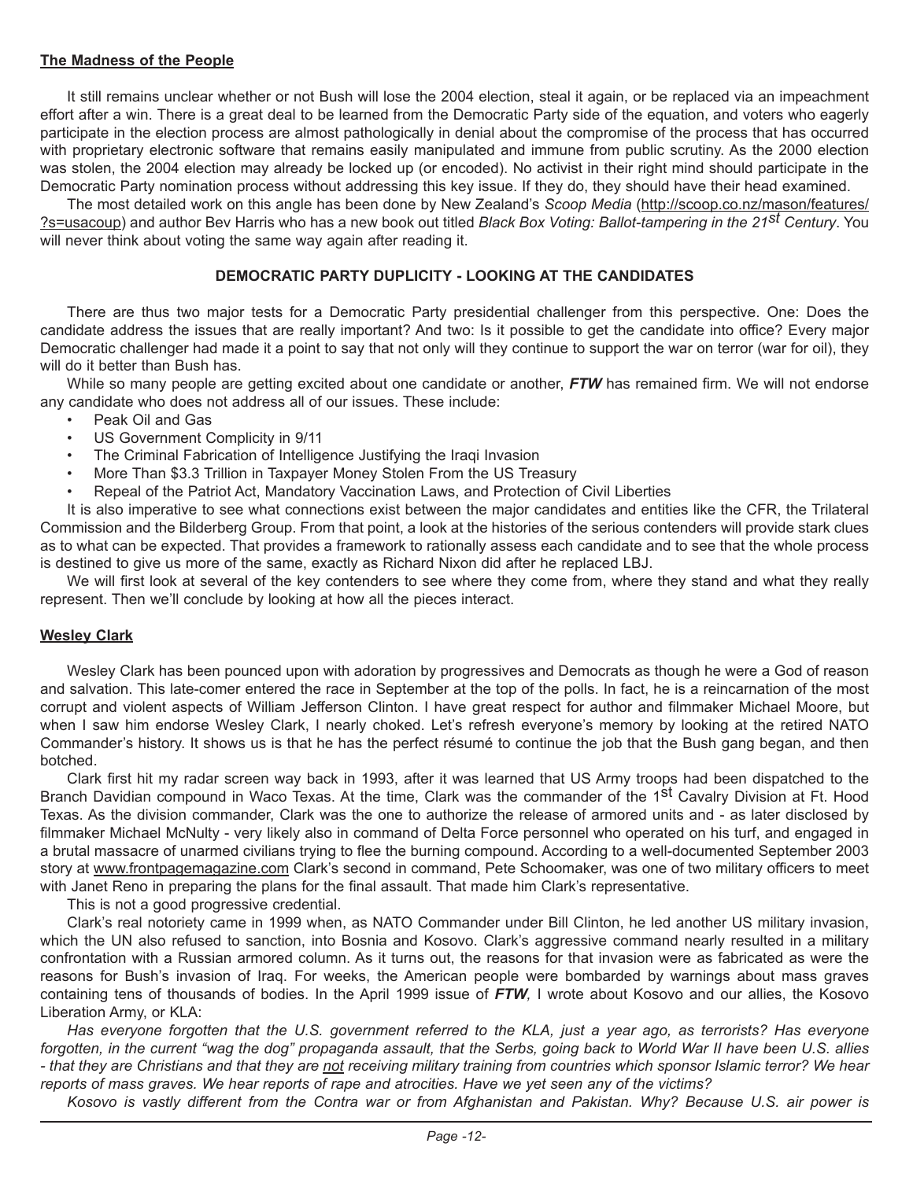### The Madness of the People

It still remains unclear whether or not Bush will lose the 2004 election, steal it again, or be replaced via an impeachment effort after a win. There is a great deal to be learned from the Democratic Party side of the equation, and voters who eagerly participate in the election process are almost pathologically in denial about the compromise of the process that has occurred with proprietary electronic software that remains easily manipulated and immune from public scrutiny. As the 2000 election was stolen, the 2004 election may already be locked up (or encoded). No activist in their right mind should participate in the Democratic Party nomination process without addressing this key issue. If they do, they should have their head examined.

The most detailed work on this angle has been done by New Zealand's *Scoop Media* (http://scoop.co.nz/mason/features/?s=usacoup) and author Bev Harris who has a new book out titled *Black Box Voting: Ballot-tampering in the 21st Century*. You will never think about voting the same way again after reading it.

## DEMOCRATIC PARTY DUPLICITY - LOOKING AT THE CANDIDATES

There are thus two major tests for a Democratic Party presidential challenger from this perspective. One: Does the candidate address the issues that are really important? And two: Is it possible to get the candidate into office? Every major Democratic challenger had made it a point to say that not only will they continue to support the war on terror (war for oil), they will do it better than Bush has.

While so many people are getting excited about one candidate or another, ***FTW*** has remained firm. We will not endorse any candidate who does not address all of our issues. These include:

- Peak Oil and Gas
- US Government Complicity in 9/11
- The Criminal Fabrication of Intelligence Justifying the Iraqi Invasion
- More Than $3.3 Trillion in Taxpayer Money Stolen From the US Treasury
- Repeal of the Patriot Act, Mandatory Vaccination Laws, and Protection of Civil Liberties

It is also imperative to see what connections exist between the major candidates and entities like the CFR, the Trilateral Commission and the Bilderberg Group. From that point, a look at the histories of the serious contenders will provide stark clues as to what can be expected. That provides a framework to rationally assess each candidate and to see that the whole process is destined to give us more of the same, exactly as Richard Nixon did after he replaced LBJ.

We will first look at several of the key contenders to see where they come from, where they stand and what they really represent. Then we'll conclude by looking at how all the pieces interact.

### Wesley Clark

Wesley Clark has been pounced upon with adoration by progressives and Democrats as though he were a God of reason and salvation. This late-comer entered the race in September at the top of the polls. In fact, he is a reincarnation of the most corrupt and violent aspects of William Jefferson Clinton. I have great respect for author and filmmaker Michael Moore, but when I saw him endorse Wesley Clark, I nearly choked. Let's refresh everyone's memory by looking at the retired NATO Commander's history. It shows us is that he has the perfect résumé to continue the job that the Bush gang began, and then botched.

Clark first hit my radar screen way back in 1993, after it was learned that US Army troops had been dispatched to the Branch Davidian compound in Waco Texas. At the time, Clark was the commander of the 1st Cavalry Division at Ft. Hood Texas. As the division commander, Clark was the one to authorize the release of armored units and - as later disclosed by filmmaker Michael McNulty - very likely also in command of Delta Force personnel who operated on his turf, and engaged in a brutal massacre of unarmed civilians trying to flee the burning compound. According to a well-documented September 2003 story at www.frontpagemagazine.com Clark's second in command, Pete Schoomaker, was one of two military officers to meet with Janet Reno in preparing the plans for the final assault. That made him Clark's representative.

This is not a good progressive credential.

Clark's real notoriety came in 1999 when, as NATO Commander under Bill Clinton, he led another US military invasion, which the UN also refused to sanction, into Bosnia and Kosovo. Clark's aggressive command nearly resulted in a military confrontation with a Russian armored column. As it turns out, the reasons for that invasion were as fabricated as were the reasons for Bush's invasion of Iraq. For weeks, the American people were bombarded by warnings about mass graves containing tens of thousands of bodies. In the April 1999 issue of ***FTW***, I wrote about Kosovo and our allies, the Kosovo Liberation Army, or KLA:

*Has everyone forgotten that the U.S. government referred to the KLA, just a year ago, as terrorists? Has everyone forgotten, in the current "wag the dog" propaganda assault, that the Serbs, going back to World War II have been U.S. allies - that they are Christians and that they are not receiving military training from countries which sponsor Islamic terror? We hear reports of mass graves. We hear reports of rape and atrocities. Have we yet seen any of the victims?*

*Kosovo is vastly different from the Contra war or from Afghanistan and Pakistan. Why? Because U.S. air power is*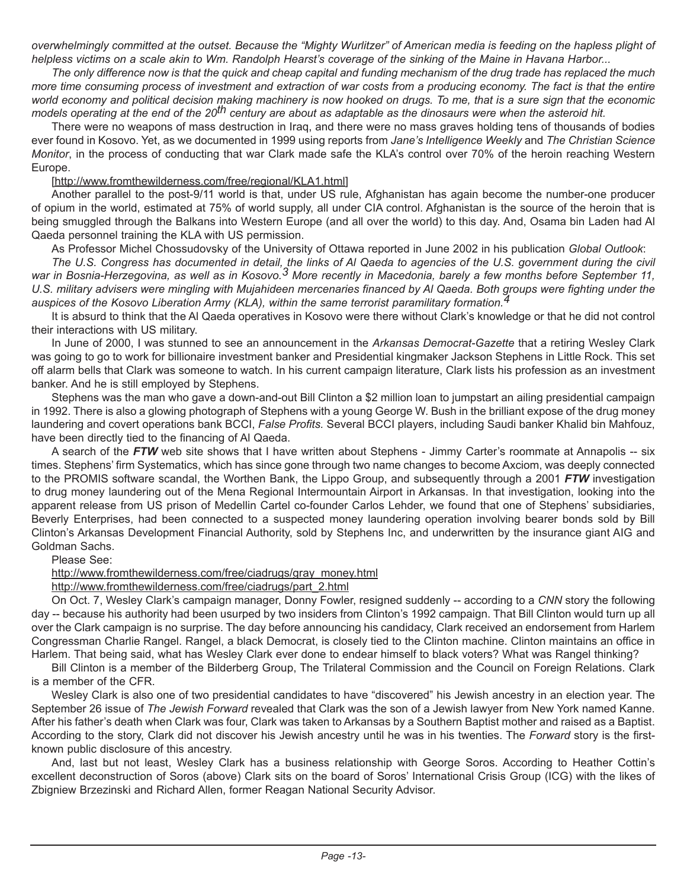*overwhelmingly committed at the outset. Because the "Mighty Wurlitzer" of American media is feeding on the hapless plight of helpless victims on a scale akin to Wm. Randolph Hearst's coverage of the sinking of the Maine in Havana Harbor...*

*The only difference now is that the quick and cheap capital and funding mechanism of the drug trade has replaced the much more time consuming process of investment and extraction of war costs from a producing economy. The fact is that the entire world economy and political decision making machinery is now hooked on drugs. To me, that is a sure sign that the economic models operating at the end of the 20th century are about as adaptable as the dinosaurs were when the asteroid hit.*

There were no weapons of mass destruction in Iraq, and there were no mass graves holding tens of thousands of bodies ever found in Kosovo. Yet, as we documented in 1999 using reports from *Jane's Intelligence Weekly* and *The Christian Science Monitor*, in the process of conducting that war Clark made safe the KLA's control over 70% of the heroin reaching Western Europe.

[http://www.fromthewilderness.com/free/regional/KLA1.html]

Another parallel to the post-9/11 world is that, under US rule, Afghanistan has again become the number-one producer of opium in the world, estimated at 75% of world supply, all under CIA control. Afghanistan is the source of the heroin that is being smuggled through the Balkans into Western Europe (and all over the world) to this day. And, Osama bin Laden had Al Qaeda personnel training the KLA with US permission.

As Professor Michel Chossudovsky of the University of Ottawa reported in June 2002 in his publication *Global Outlook*:

*The U.S. Congress has documented in detail, the links of Al Qaeda to agencies of the U.S. government during the civil war in Bosnia-Herzegovina, as well as in Kosovo.[3] More recently in Macedonia, barely a few months before September 11, U.S. military advisers were mingling with Mujahideen mercenaries financed by Al Qaeda. Both groups were fighting under the auspices of the Kosovo Liberation Army (KLA), within the same terrorist paramilitary formation.[4]*

It is absurd to think that the Al Qaeda operatives in Kosovo were there without Clark's knowledge or that he did not control their interactions with US military.

In June of 2000, I was stunned to see an announcement in the *Arkansas Democrat-Gazette* that a retiring Wesley Clark was going to go to work for billionaire investment banker and Presidential kingmaker Jackson Stephens in Little Rock. This set off alarm bells that Clark was someone to watch. In his current campaign literature, Clark lists his profession as an investment banker. And he is still employed by Stephens.

Stephens was the man who gave a down-and-out Bill Clinton a $2 million loan to jumpstart an ailing presidential campaign in 1992. There is also a glowing photograph of Stephens with a young George W. Bush in the brilliant expose of the drug money laundering and covert operations bank BCCI, *False Profits.* Several BCCI players, including Saudi banker Khalid bin Mahfouz, have been directly tied to the financing of Al Qaeda.

A search of the ***FTW*** web site shows that I have written about Stephens - Jimmy Carter's roommate at Annapolis -- six times. Stephens' firm Systematics, which has since gone through two name changes to become Axciom, was deeply connected to the PROMIS software scandal, the Worthen Bank, the Lippo Group, and subsequently through a 2001 ***FTW*** investigation to drug money laundering out of the Mena Regional Intermountain Airport in Arkansas. In that investigation, looking into the apparent release from US prison of Medellin Cartel co-founder Carlos Lehder, we found that one of Stephens' subsidiaries, Beverly Enterprises, had been connected to a suspected money laundering operation involving bearer bonds sold by Bill Clinton's Arkansas Development Financial Authority, sold by Stephens Inc, and underwritten by the insurance giant AIG and Goldman Sachs.

Please See:

http://www.fromthewilderness.com/free/ciadrugs/gray_money.html

http://www.fromthewilderness.com/free/ciadrugs/part_2.html

On Oct. 7, Wesley Clark's campaign manager, Donny Fowler, resigned suddenly -- according to a *CNN* story the following day -- because his authority had been usurped by two insiders from Clinton's 1992 campaign. That Bill Clinton would turn up all over the Clark campaign is no surprise. The day before announcing his candidacy, Clark received an endorsement from Harlem Congressman Charlie Rangel. Rangel, a black Democrat, is closely tied to the Clinton machine. Clinton maintains an office in Harlem. That being said, what has Wesley Clark ever done to endear himself to black voters? What was Rangel thinking?

Bill Clinton is a member of the Bilderberg Group, The Trilateral Commission and the Council on Foreign Relations. Clark is a member of the CFR.

Wesley Clark is also one of two presidential candidates to have "discovered" his Jewish ancestry in an election year. The September 26 issue of *The Jewish Forward* revealed that Clark was the son of a Jewish lawyer from New York named Kanne. After his father's death when Clark was four, Clark was taken to Arkansas by a Southern Baptist mother and raised as a Baptist. According to the story, Clark did not discover his Jewish ancestry until he was in his twenties. The *Forward* story is the first-known public disclosure of this ancestry.

And, last but not least, Wesley Clark has a business relationship with George Soros. According to Heather Cottin's excellent deconstruction of Soros (above) Clark sits on the board of Soros' International Crisis Group (ICG) with the likes of Zbigniew Brzezinski and Richard Allen, former Reagan National Security Advisor.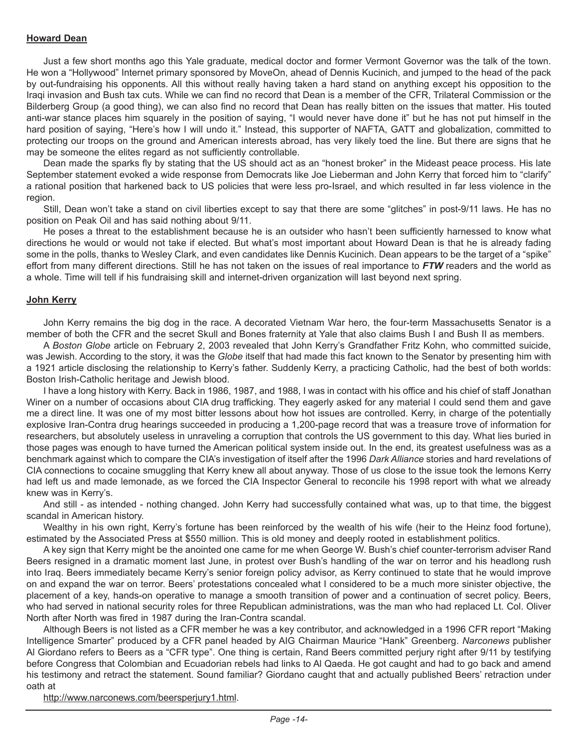**Howard Dean**

Just a few short months ago this Yale graduate, medical doctor and former Vermont Governor was the talk of the town. He won a "Hollywood" Internet primary sponsored by MoveOn, ahead of Dennis Kucinich, and jumped to the head of the pack by out-fundraising his opponents. All this without really having taken a hard stand on anything except his opposition to the Iraqi invasion and Bush tax cuts. While we can find no record that Dean is a member of the CFR, Trilateral Commission or the Bilderberg Group (a good thing), we can also find no record that Dean has really bitten on the issues that matter. His touted anti-war stance places him squarely in the position of saying, "I would never have done it" but he has not put himself in the hard position of saying, "Here's how I will undo it." Instead, this supporter of NAFTA, GATT and globalization, committed to protecting our troops on the ground and American interests abroad, has very likely toed the line. But there are signs that he may be someone the elites regard as not sufficiently controllable.

Dean made the sparks fly by stating that the US should act as an "honest broker" in the Mideast peace process. His late September statement evoked a wide response from Democrats like Joe Lieberman and John Kerry that forced him to "clarify" a rational position that harkened back to US policies that were less pro-Israel, and which resulted in far less violence in the region.

Still, Dean won't take a stand on civil liberties except to say that there are some "glitches" in post-9/11 laws. He has no position on Peak Oil and has said nothing about 9/11.

He poses a threat to the establishment because he is an outsider who hasn't been sufficiently harnessed to know what directions he would or would not take if elected. But what's most important about Howard Dean is that he is already fading some in the polls, thanks to Wesley Clark, and even candidates like Dennis Kucinich. Dean appears to be the target of a "spike" effort from many different directions. Still he has not taken on the issues of real importance to ***FTW*** readers and the world as a whole. Time will tell if his fundraising skill and internet-driven organization will last beyond next spring.

**John Kerry**

John Kerry remains the big dog in the race. A decorated Vietnam War hero, the four-term Massachusetts Senator is a member of both the CFR and the secret Skull and Bones fraternity at Yale that also claims Bush I and Bush II as members.

A *Boston Globe* article on February 2, 2003 revealed that John Kerry's Grandfather Fritz Kohn, who committed suicide, was Jewish. According to the story, it was the *Globe* itself that had made this fact known to the Senator by presenting him with a 1921 article disclosing the relationship to Kerry's father. Suddenly Kerry, a practicing Catholic, had the best of both worlds: Boston Irish-Catholic heritage and Jewish blood.

I have a long history with Kerry. Back in 1986, 1987, and 1988, I was in contact with his office and his chief of staff Jonathan Winer on a number of occasions about CIA drug trafficking. They eagerly asked for any material I could send them and gave me a direct line. It was one of my most bitter lessons about how hot issues are controlled. Kerry, in charge of the potentially explosive Iran-Contra drug hearings succeeded in producing a 1,200-page record that was a treasure trove of information for researchers, but absolutely useless in unraveling a corruption that controls the US government to this day. What lies buried in those pages was enough to have turned the American political system inside out. In the end, its greatest usefulness was as a benchmark against which to compare the CIA's investigation of itself after the 1996 *Dark Alliance* stories and hard revelations of CIA connections to cocaine smuggling that Kerry knew all about anyway. Those of us close to the issue took the lemons Kerry had left us and made lemonade, as we forced the CIA Inspector General to reconcile his 1998 report with what we already knew was in Kerry's.

And still - as intended - nothing changed. John Kerry had successfully contained what was, up to that time, the biggest scandal in American history.

Wealthy in his own right, Kerry's fortune has been reinforced by the wealth of his wife (heir to the Heinz food fortune), estimated by the Associated Press at $550 million. This is old money and deeply rooted in establishment politics.

A key sign that Kerry might be the anointed one came for me when George W. Bush's chief counter-terrorism adviser Rand Beers resigned in a dramatic moment last June, in protest over Bush's handling of the war on terror and his headlong rush into Iraq. Beers immediately became Kerry's senior foreign policy advisor, as Kerry continued to state that he would improve on and expand the war on terror. Beers' protestations concealed what I considered to be a much more sinister objective, the placement of a key, hands-on operative to manage a smooth transition of power and a continuation of secret policy. Beers, who had served in national security roles for three Republican administrations, was the man who had replaced Lt. Col. Oliver North after North was fired in 1987 during the Iran-Contra scandal.

Although Beers is not listed as a CFR member he was a key contributor, and acknowledged in a 1996 CFR report "Making Intelligence Smarter" produced by a CFR panel headed by AIG Chairman Maurice "Hank" Greenberg. *Narconews* publisher Al Giordano refers to Beers as a "CFR type". One thing is certain, Rand Beers committed perjury right after 9/11 by testifying before Congress that Colombian and Ecuadorian rebels had links to Al Qaeda. He got caught and had to go back and amend his testimony and retract the statement. Sound familiar? Giordano caught that and actually published Beers' retraction under oath at

http://www.narconews.com/beersperjury1.html.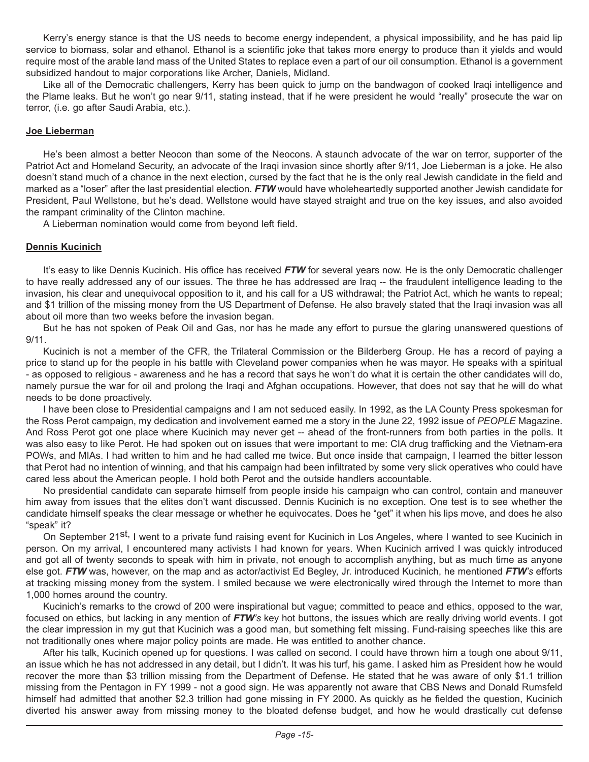Kerry's energy stance is that the US needs to become energy independent, a physical impossibility, and he has paid lip service to biomass, solar and ethanol. Ethanol is a scientific joke that takes more energy to produce than it yields and would require most of the arable land mass of the United States to replace even a part of our oil consumption. Ethanol is a government subsidized handout to major corporations like Archer, Daniels, Midland.

Like all of the Democratic challengers, Kerry has been quick to jump on the bandwagon of cooked Iraqi intelligence and the Plame leaks. But he won't go near 9/11, stating instead, that if he were president he would "really" prosecute the war on terror, (i.e. go after Saudi Arabia, etc.).

### Joe Lieberman

He's been almost a better Neocon than some of the Neocons. A staunch advocate of the war on terror, supporter of the Patriot Act and Homeland Security, an advocate of the Iraqi invasion since shortly after 9/11, Joe Lieberman is a joke. He also doesn't stand much of a chance in the next election, cursed by the fact that he is the only real Jewish candidate in the field and marked as a "loser" after the last presidential election. ***FTW*** would have wholeheartedly supported another Jewish candidate for President, Paul Wellstone, but he's dead. Wellstone would have stayed straight and true on the key issues, and also avoided the rampant criminality of the Clinton machine.

A Lieberman nomination would come from beyond left field.

### Dennis Kucinich

It's easy to like Dennis Kucinich. His office has received ***FTW*** for several years now. He is the only Democratic challenger to have really addressed any of our issues. The three he has addressed are Iraq -- the fraudulent intelligence leading to the invasion, his clear and unequivocal opposition to it, and his call for a US withdrawal; the Patriot Act, which he wants to repeal; and $1 trillion of the missing money from the US Department of Defense. He also bravely stated that the Iraqi invasion was all about oil more than two weeks before the invasion began.

But he has not spoken of Peak Oil and Gas, nor has he made any effort to pursue the glaring unanswered questions of 9/11.

Kucinich is not a member of the CFR, the Trilateral Commission or the Bilderberg Group. He has a record of paying a price to stand up for the people in his battle with Cleveland power companies when he was mayor. He speaks with a spiritual - as opposed to religious - awareness and he has a record that says he won't do what it is certain the other candidates will do, namely pursue the war for oil and prolong the Iraqi and Afghan occupations. However, that does not say that he will do what needs to be done proactively.

I have been close to Presidential campaigns and I am not seduced easily. In 1992, as the LA County Press spokesman for the Ross Perot campaign, my dedication and involvement earned me a story in the June 22, 1992 issue of *PEOPLE* Magazine. And Ross Perot got one place where Kucinich may never get -- ahead of the front-runners from both parties in the polls. It was also easy to like Perot. He had spoken out on issues that were important to me: CIA drug trafficking and the Vietnam-era POWs, and MIAs. I had written to him and he had called me twice. But once inside that campaign, I learned the bitter lesson that Perot had no intention of winning, and that his campaign had been infiltrated by some very slick operatives who could have cared less about the American people. I hold both Perot and the outside handlers accountable.

No presidential candidate can separate himself from people inside his campaign who can control, contain and maneuver him away from issues that the elites don't want discussed. Dennis Kucinich is no exception. One test is to see whether the candidate himself speaks the clear message or whether he equivocates. Does he "get" it when his lips move, and does he also "speak" it?

On September 21st, I went to a private fund raising event for Kucinich in Los Angeles, where I wanted to see Kucinich in person. On my arrival, I encountered many activists I had known for years. When Kucinich arrived I was quickly introduced and got all of twenty seconds to speak with him in private, not enough to accomplish anything, but as much time as anyone else got. ***FTW*** was, however, on the map and as actor/activist Ed Begley, Jr. introduced Kucinich, he mentioned ***FTW****'s* efforts at tracking missing money from the system. I smiled because we were electronically wired through the Internet to more than 1,000 homes around the country.

Kucinich's remarks to the crowd of 200 were inspirational but vague; committed to peace and ethics, opposed to the war, focused on ethics, but lacking in any mention of ***FTW****'s* key hot buttons, the issues which are really driving world events. I got the clear impression in my gut that Kucinich was a good man, but something felt missing. Fund-raising speeches like this are not traditionally ones where major policy points are made. He was entitled to another chance.

After his talk, Kucinich opened up for questions. I was called on second. I could have thrown him a tough one about 9/11, an issue which he has not addressed in any detail, but I didn't. It was his turf, his game. I asked him as President how he would recover the more than $3 trillion missing from the Department of Defense. He stated that he was aware of only $1.1 trillion missing from the Pentagon in FY 1999 - not a good sign. He was apparently not aware that CBS News and Donald Rumsfeld himself had admitted that another $2.3 trillion had gone missing in FY 2000. As quickly as he fielded the question, Kucinich diverted his answer away from missing money to the bloated defense budget, and how he would drastically cut defense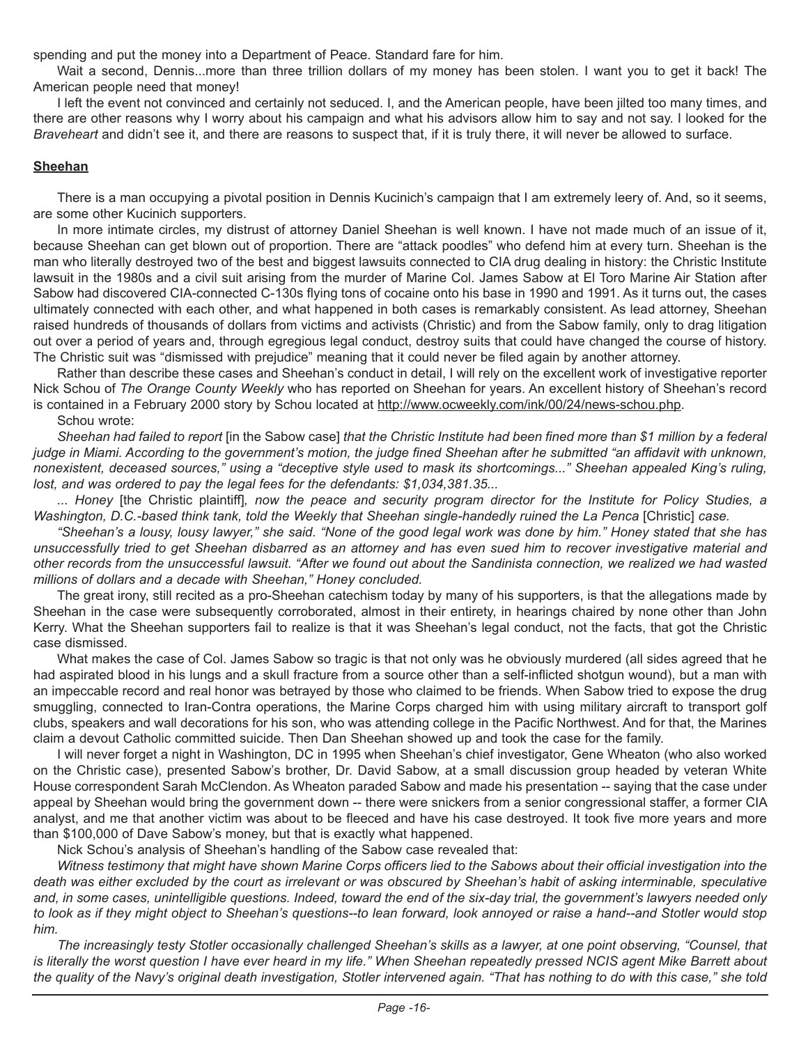spending and put the money into a Department of Peace. Standard fare for him.

Wait a second, Dennis...more than three trillion dollars of my money has been stolen. I want you to get it back! The American people need that money!

I left the event not convinced and certainly not seduced. I, and the American people, have been jilted too many times, and there are other reasons why I worry about his campaign and what his advisors allow him to say and not say. I looked for the *Braveheart* and didn't see it, and there are reasons to suspect that, if it is truly there, it will never be allowed to surface.

## Sheehan

There is a man occupying a pivotal position in Dennis Kucinich's campaign that I am extremely leery of. And, so it seems, are some other Kucinich supporters.

In more intimate circles, my distrust of attorney Daniel Sheehan is well known. I have not made much of an issue of it, because Sheehan can get blown out of proportion. There are "attack poodles" who defend him at every turn. Sheehan is the man who literally destroyed two of the best and biggest lawsuits connected to CIA drug dealing in history: the Christic Institute lawsuit in the 1980s and a civil suit arising from the murder of Marine Col. James Sabow at El Toro Marine Air Station after Sabow had discovered CIA-connected C-130s flying tons of cocaine onto his base in 1990 and 1991. As it turns out, the cases ultimately connected with each other, and what happened in both cases is remarkably consistent. As lead attorney, Sheehan raised hundreds of thousands of dollars from victims and activists (Christic) and from the Sabow family, only to drag litigation out over a period of years and, through egregious legal conduct, destroy suits that could have changed the course of history. The Christic suit was "dismissed with prejudice" meaning that it could never be filed again by another attorney.

Rather than describe these cases and Sheehan's conduct in detail, I will rely on the excellent work of investigative reporter Nick Schou of *The Orange County Weekly* who has reported on Sheehan for years. An excellent history of Sheehan's record is contained in a February 2000 story by Schou located at http://www.ocweekly.com/ink/00/24/news-schou.php.

Schou wrote:

*Sheehan had failed to report* [in the Sabow case] *that the Christic Institute had been fined more than $1 million by a federal judge in Miami. According to the government's motion, the judge fined Sheehan after he submitted "an affidavit with unknown, nonexistent, deceased sources," using a "deceptive style used to mask its shortcomings..." Sheehan appealed King's ruling, lost, and was ordered to pay the legal fees for the defendants: $1,034,381.35...*

*... Honey* [the Christic plaintiff]*, now the peace and security program director for the Institute for Policy Studies, a Washington, D.C.-based think tank, told the Weekly that Sheehan single-handedly ruined the La Penca* [Christic] *case.*

*"Sheehan's a lousy, lousy lawyer," she said. "None of the good legal work was done by him." Honey stated that she has unsuccessfully tried to get Sheehan disbarred as an attorney and has even sued him to recover investigative material and other records from the unsuccessful lawsuit. "After we found out about the Sandinista connection, we realized we had wasted millions of dollars and a decade with Sheehan," Honey concluded.*

The great irony, still recited as a pro-Sheehan catechism today by many of his supporters, is that the allegations made by Sheehan in the case were subsequently corroborated, almost in their entirety, in hearings chaired by none other than John Kerry. What the Sheehan supporters fail to realize is that it was Sheehan's legal conduct, not the facts, that got the Christic case dismissed.

What makes the case of Col. James Sabow so tragic is that not only was he obviously murdered (all sides agreed that he had aspirated blood in his lungs and a skull fracture from a source other than a self-inflicted shotgun wound), but a man with an impeccable record and real honor was betrayed by those who claimed to be friends. When Sabow tried to expose the drug smuggling, connected to Iran-Contra operations, the Marine Corps charged him with using military aircraft to transport golf clubs, speakers and wall decorations for his son, who was attending college in the Pacific Northwest. And for that, the Marines claim a devout Catholic committed suicide. Then Dan Sheehan showed up and took the case for the family.

I will never forget a night in Washington, DC in 1995 when Sheehan's chief investigator, Gene Wheaton (who also worked on the Christic case), presented Sabow's brother, Dr. David Sabow, at a small discussion group headed by veteran White House correspondent Sarah McClendon. As Wheaton paraded Sabow and made his presentation -- saying that the case under appeal by Sheehan would bring the government down -- there were snickers from a senior congressional staffer, a former CIA analyst, and me that another victim was about to be fleeced and have his case destroyed. It took five more years and more than $100,000 of Dave Sabow's money, but that is exactly what happened.

Nick Schou's analysis of Sheehan's handling of the Sabow case revealed that:

*Witness testimony that might have shown Marine Corps officers lied to the Sabows about their official investigation into the death was either excluded by the court as irrelevant or was obscured by Sheehan's habit of asking interminable, speculative and, in some cases, unintelligible questions. Indeed, toward the end of the six-day trial, the government's lawyers needed only to look as if they might object to Sheehan's questions--to lean forward, look annoyed or raise a hand--and Stotler would stop him.*

*The increasingly testy Stotler occasionally challenged Sheehan's skills as a lawyer, at one point observing, "Counsel, that is literally the worst question I have ever heard in my life." When Sheehan repeatedly pressed NCIS agent Mike Barrett about the quality of the Navy's original death investigation, Stotler intervened again. "That has nothing to do with this case," she told*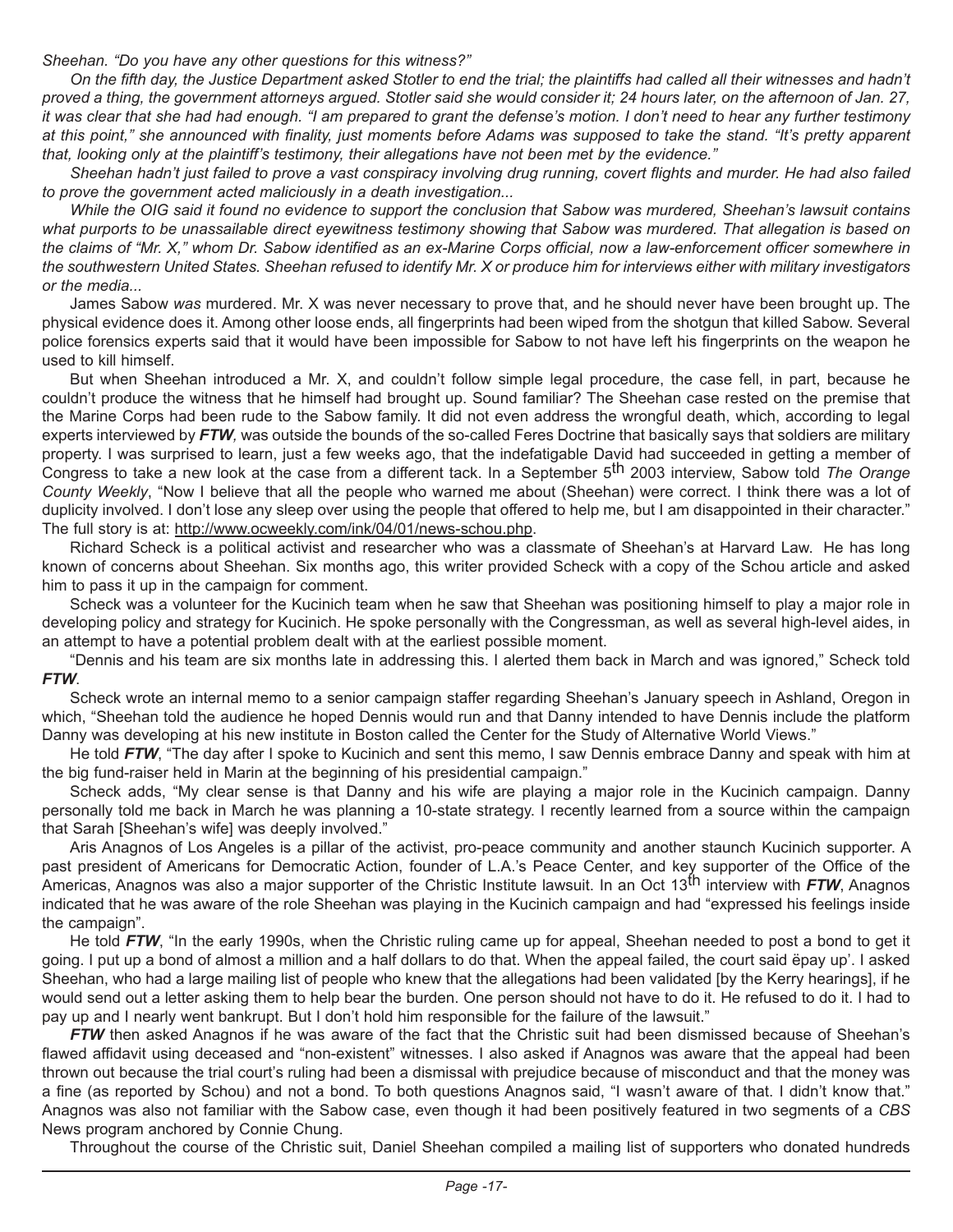*Sheehan. "Do you have any other questions for this witness?"*

*On the fifth day, the Justice Department asked Stotler to end the trial; the plaintiffs had called all their witnesses and hadn't proved a thing, the government attorneys argued. Stotler said she would consider it; 24 hours later, on the afternoon of Jan. 27, it was clear that she had had enough. "I am prepared to grant the defense's motion. I don't need to hear any further testimony at this point," she announced with finality, just moments before Adams was supposed to take the stand. "It's pretty apparent that, looking only at the plaintiff's testimony, their allegations have not been met by the evidence."*

*Sheehan hadn't just failed to prove a vast conspiracy involving drug running, covert flights and murder. He had also failed to prove the government acted maliciously in a death investigation...*

*While the OIG said it found no evidence to support the conclusion that Sabow was murdered, Sheehan's lawsuit contains what purports to be unassailable direct eyewitness testimony showing that Sabow was murdered. That allegation is based on the claims of "Mr. X," whom Dr. Sabow identified as an ex-Marine Corps official, now a law-enforcement officer somewhere in the southwestern United States. Sheehan refused to identify Mr. X or produce him for interviews either with military investigators or the media...*

James Sabow *was* murdered. Mr. X was never necessary to prove that, and he should never have been brought up. The physical evidence does it. Among other loose ends, all fingerprints had been wiped from the shotgun that killed Sabow. Several police forensics experts said that it would have been impossible for Sabow to not have left his fingerprints on the weapon he used to kill himself.

But when Sheehan introduced a Mr. X, and couldn't follow simple legal procedure, the case fell, in part, because he couldn't produce the witness that he himself had brought up. Sound familiar? The Sheehan case rested on the premise that the Marine Corps had been rude to the Sabow family. It did not even address the wrongful death, which, according to legal experts interviewed by ***FTW,*** was outside the bounds of the so-called Feres Doctrine that basically says that soldiers are military property. I was surprised to learn, just a few weeks ago, that the indefatigable David had succeeded in getting a member of Congress to take a new look at the case from a different tack. In a September 5th 2003 interview, Sabow told *The Orange County Weekly*, "Now I believe that all the people who warned me about (Sheehan) were correct. I think there was a lot of duplicity involved. I don't lose any sleep over using the people that offered to help me, but I am disappointed in their character." The full story is at: http://www.ocweekly.com/ink/04/01/news-schou.php.

Richard Scheck is a political activist and researcher who was a classmate of Sheehan's at Harvard Law. He has long known of concerns about Sheehan. Six months ago, this writer provided Scheck with a copy of the Schou article and asked him to pass it up in the campaign for comment.

Scheck was a volunteer for the Kucinich team when he saw that Sheehan was positioning himself to play a major role in developing policy and strategy for Kucinich. He spoke personally with the Congressman, as well as several high-level aides, in an attempt to have a potential problem dealt with at the earliest possible moment.

"Dennis and his team are six months late in addressing this. I alerted them back in March and was ignored," Scheck told ***FTW***.

Scheck wrote an internal memo to a senior campaign staffer regarding Sheehan's January speech in Ashland, Oregon in which, "Sheehan told the audience he hoped Dennis would run and that Danny intended to have Dennis include the platform Danny was developing at his new institute in Boston called the Center for the Study of Alternative World Views."

He told ***FTW***, "The day after I spoke to Kucinich and sent this memo, I saw Dennis embrace Danny and speak with him at the big fund-raiser held in Marin at the beginning of his presidential campaign."

Scheck adds, "My clear sense is that Danny and his wife are playing a major role in the Kucinich campaign. Danny personally told me back in March he was planning a 10-state strategy. I recently learned from a source within the campaign that Sarah [Sheehan's wife] was deeply involved."

Aris Anagnos of Los Angeles is a pillar of the activist, pro-peace community and another staunch Kucinich supporter. A past president of Americans for Democratic Action, founder of L.A.'s Peace Center, and key supporter of the Office of the Americas, Anagnos was also a major supporter of the Christic Institute lawsuit. In an Oct 13th interview with ***FTW***, Anagnos indicated that he was aware of the role Sheehan was playing in the Kucinich campaign and had "expressed his feelings inside the campaign".

He told ***FTW***, "In the early 1990s, when the Christic ruling came up for appeal, Sheehan needed to post a bond to get it going. I put up a bond of almost a million and a half dollars to do that. When the appeal failed, the court said ëpay up'. I asked Sheehan, who had a large mailing list of people who knew that the allegations had been validated [by the Kerry hearings], if he would send out a letter asking them to help bear the burden. One person should not have to do it. He refused to do it. I had to pay up and I nearly went bankrupt. But I don't hold him responsible for the failure of the lawsuit."

***FTW*** then asked Anagnos if he was aware of the fact that the Christic suit had been dismissed because of Sheehan's flawed affidavit using deceased and "non-existent" witnesses. I also asked if Anagnos was aware that the appeal had been thrown out because the trial court's ruling had been a dismissal with prejudice because of misconduct and that the money was a fine (as reported by Schou) and not a bond. To both questions Anagnos said, "I wasn't aware of that. I didn't know that." Anagnos was also not familiar with the Sabow case, even though it had been positively featured in two segments of a *CBS* News program anchored by Connie Chung.

Throughout the course of the Christic suit, Daniel Sheehan compiled a mailing list of supporters who donated hundreds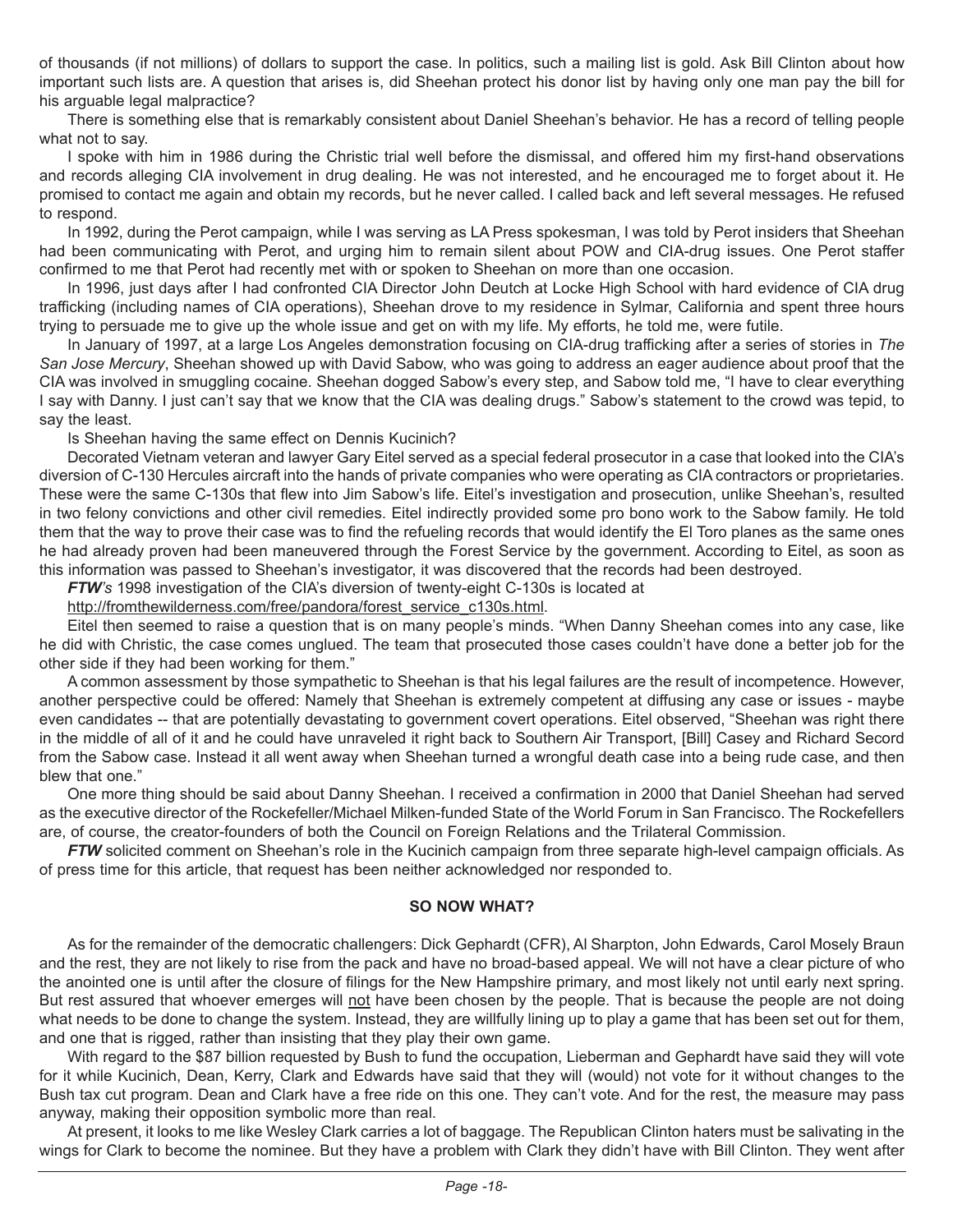of thousands (if not millions) of dollars to support the case. In politics, such a mailing list is gold. Ask Bill Clinton about how important such lists are. A question that arises is, did Sheehan protect his donor list by having only one man pay the bill for his arguable legal malpractice?

There is something else that is remarkably consistent about Daniel Sheehan's behavior. He has a record of telling people what not to say.

I spoke with him in 1986 during the Christic trial well before the dismissal, and offered him my first-hand observations and records alleging CIA involvement in drug dealing. He was not interested, and he encouraged me to forget about it. He promised to contact me again and obtain my records, but he never called. I called back and left several messages. He refused to respond.

In 1992, during the Perot campaign, while I was serving as LA Press spokesman, I was told by Perot insiders that Sheehan had been communicating with Perot, and urging him to remain silent about POW and CIA-drug issues. One Perot staffer confirmed to me that Perot had recently met with or spoken to Sheehan on more than one occasion.

In 1996, just days after I had confronted CIA Director John Deutch at Locke High School with hard evidence of CIA drug trafficking (including names of CIA operations), Sheehan drove to my residence in Sylmar, California and spent three hours trying to persuade me to give up the whole issue and get on with my life. My efforts, he told me, were futile.

In January of 1997, at a large Los Angeles demonstration focusing on CIA-drug trafficking after a series of stories in *The San Jose Mercury*, Sheehan showed up with David Sabow, who was going to address an eager audience about proof that the CIA was involved in smuggling cocaine. Sheehan dogged Sabow's every step, and Sabow told me, "I have to clear everything I say with Danny. I just can't say that we know that the CIA was dealing drugs." Sabow's statement to the crowd was tepid, to say the least.

Is Sheehan having the same effect on Dennis Kucinich?

Decorated Vietnam veteran and lawyer Gary Eitel served as a special federal prosecutor in a case that looked into the CIA's diversion of C-130 Hercules aircraft into the hands of private companies who were operating as CIA contractors or proprietaries. These were the same C-130s that flew into Jim Sabow's life. Eitel's investigation and prosecution, unlike Sheehan's, resulted in two felony convictions and other civil remedies. Eitel indirectly provided some pro bono work to the Sabow family. He told them that the way to prove their case was to find the refueling records that would identify the El Toro planes as the same ones he had already proven had been maneuvered through the Forest Service by the government. According to Eitel, as soon as this information was passed to Sheehan's investigator, it was discovered that the records had been destroyed.

***FTW**'s* 1998 investigation of the CIA's diversion of twenty-eight C-130s is located at http://fromthewilderness.com/free/pandora/forest_service_c130s.html.

Eitel then seemed to raise a question that is on many people's minds. "When Danny Sheehan comes into any case, like he did with Christic, the case comes unglued. The team that prosecuted those cases couldn't have done a better job for the other side if they had been working for them."

A common assessment by those sympathetic to Sheehan is that his legal failures are the result of incompetence. However, another perspective could be offered: Namely that Sheehan is extremely competent at diffusing any case or issues - maybe even candidates -- that are potentially devastating to government covert operations. Eitel observed, "Sheehan was right there in the middle of all of it and he could have unraveled it right back to Southern Air Transport, [Bill] Casey and Richard Secord from the Sabow case. Instead it all went away when Sheehan turned a wrongful death case into a being rude case, and then blew that one."

One more thing should be said about Danny Sheehan. I received a confirmation in 2000 that Daniel Sheehan had served as the executive director of the Rockefeller/Michael Milken-funded State of the World Forum in San Francisco. The Rockefellers are, of course, the creator-founders of both the Council on Foreign Relations and the Trilateral Commission.

***FTW*** solicited comment on Sheehan's role in the Kucinich campaign from three separate high-level campaign officials. As of press time for this article, that request has been neither acknowledged nor responded to.

**SO NOW WHAT?**

As for the remainder of the democratic challengers: Dick Gephardt (CFR), Al Sharpton, John Edwards, Carol Mosely Braun and the rest, they are not likely to rise from the pack and have no broad-based appeal. We will not have a clear picture of who the anointed one is until after the closure of filings for the New Hampshire primary, and most likely not until early next spring. But rest assured that whoever emerges will <u>not</u> have been chosen by the people. That is because the people are not doing what needs to be done to change the system. Instead, they are willfully lining up to play a game that has been set out for them, and one that is rigged, rather than insisting that they play their own game.

With regard to the $87 billion requested by Bush to fund the occupation, Lieberman and Gephardt have said they will vote for it while Kucinich, Dean, Kerry, Clark and Edwards have said that they will (would) not vote for it without changes to the Bush tax cut program. Dean and Clark have a free ride on this one. They can't vote. And for the rest, the measure may pass anyway, making their opposition symbolic more than real.

At present, it looks to me like Wesley Clark carries a lot of baggage. The Republican Clinton haters must be salivating in the wings for Clark to become the nominee. But they have a problem with Clark they didn't have with Bill Clinton. They went after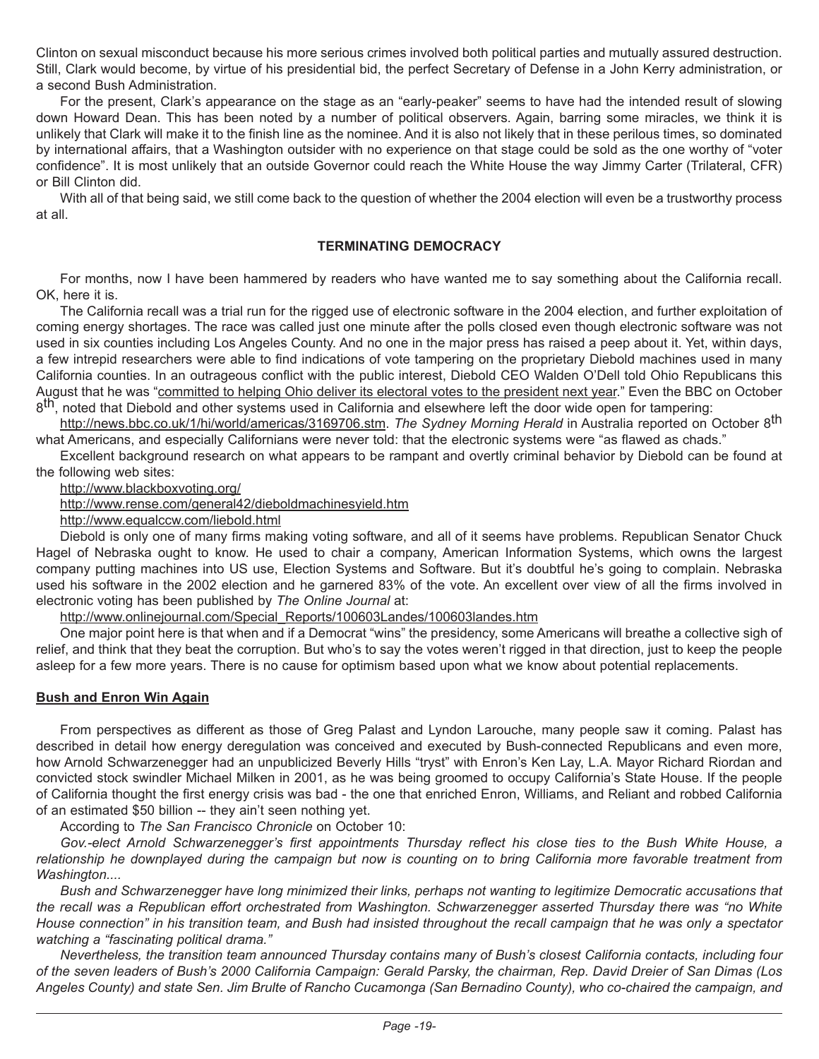Clinton on sexual misconduct because his more serious crimes involved both political parties and mutually assured destruction. Still, Clark would become, by virtue of his presidential bid, the perfect Secretary of Defense in a John Kerry administration, or a second Bush Administration.

For the present, Clark's appearance on the stage as an "early-peaker" seems to have had the intended result of slowing down Howard Dean. This has been noted by a number of political observers. Again, barring some miracles, we think it is unlikely that Clark will make it to the finish line as the nominee. And it is also not likely that in these perilous times, so dominated by international affairs, that a Washington outsider with no experience on that stage could be sold as the one worthy of "voter confidence". It is most unlikely that an outside Governor could reach the White House the way Jimmy Carter (Trilateral, CFR) or Bill Clinton did.

With all of that being said, we still come back to the question of whether the 2004 election will even be a trustworthy process at all.

**TERMINATING DEMOCRACY**

For months, now I have been hammered by readers who have wanted me to say something about the California recall. OK, here it is.

The California recall was a trial run for the rigged use of electronic software in the 2004 election, and further exploitation of coming energy shortages. The race was called just one minute after the polls closed even though electronic software was not used in six counties including Los Angeles County. And no one in the major press has raised a peep about it. Yet, within days, a few intrepid researchers were able to find indications of vote tampering on the proprietary Diebold machines used in many California counties. In an outrageous conflict with the public interest, Diebold CEO Walden O'Dell told Ohio Republicans this August that he was "committed to helping Ohio deliver its electoral votes to the president next year." Even the BBC on October 8th, noted that Diebold and other systems used in California and elsewhere left the door wide open for tampering:

http://news.bbc.co.uk/1/hi/world/americas/3169706.stm. *The Sydney Morning Herald* in Australia reported on October 8th what Americans, and especially Californians were never told: that the electronic systems were "as flawed as chads."

Excellent background research on what appears to be rampant and overtly criminal behavior by Diebold can be found at the following web sites:

http://www.blackboxvoting.org/

http://www.rense.com/general42/dieboldmachinesyield.htm

http://www.equalccw.com/liebold.html

Diebold is only one of many firms making voting software, and all of it seems have problems. Republican Senator Chuck Hagel of Nebraska ought to know. He used to chair a company, American Information Systems, which owns the largest company putting machines into US use, Election Systems and Software. But it's doubtful he's going to complain. Nebraska used his software in the 2002 election and he garnered 83% of the vote. An excellent over view of all the firms involved in electronic voting has been published by *The Online Journal* at:

http://www.onlinejournal.com/Special_Reports/100603Landes/100603landes.htm

One major point here is that when and if a Democrat "wins" the presidency, some Americans will breathe a collective sigh of relief, and think that they beat the corruption. But who's to say the votes weren't rigged in that direction, just to keep the people asleep for a few more years. There is no cause for optimism based upon what we know about potential replacements.

**Bush and Enron Win Again**

From perspectives as different as those of Greg Palast and Lyndon Larouche, many people saw it coming. Palast has described in detail how energy deregulation was conceived and executed by Bush-connected Republicans and even more, how Arnold Schwarzenegger had an unpublicized Beverly Hills "tryst" with Enron's Ken Lay, L.A. Mayor Richard Riordan and convicted stock swindler Michael Milken in 2001, as he was being groomed to occupy California's State House. If the people of California thought the first energy crisis was bad - the one that enriched Enron, Williams, and Reliant and robbed California of an estimated $50 billion -- they ain't seen nothing yet.

According to *The San Francisco Chronicle* on October 10:

*Gov.-elect Arnold Schwarzenegger's first appointments Thursday reflect his close ties to the Bush White House, a relationship he downplayed during the campaign but now is counting on to bring California more favorable treatment from Washington....*

*Bush and Schwarzenegger have long minimized their links, perhaps not wanting to legitimize Democratic accusations that the recall was a Republican effort orchestrated from Washington. Schwarzenegger asserted Thursday there was "no White House connection" in his transition team, and Bush had insisted throughout the recall campaign that he was only a spectator watching a "fascinating political drama."*

*Nevertheless, the transition team announced Thursday contains many of Bush's closest California contacts, including four of the seven leaders of Bush's 2000 California Campaign: Gerald Parsky, the chairman, Rep. David Dreier of San Dimas (Los Angeles County) and state Sen. Jim Brulte of Rancho Cucamonga (San Bernadino County), who co-chaired the campaign, and*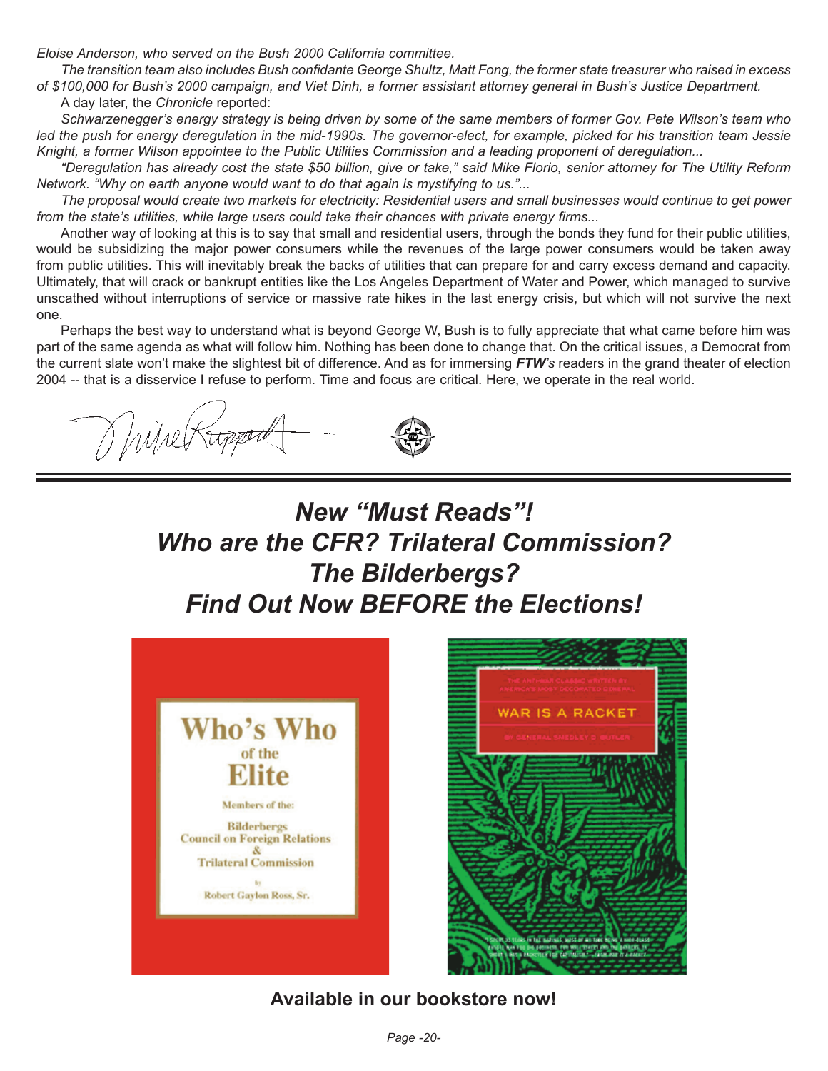*Eloise Anderson, who served on the Bush 2000 California committee.*

*The transition team also includes Bush confidante George Shultz, Matt Fong, the former state treasurer who raised in excess of $100,000 for Bush's 2000 campaign, and Viet Dinh, a former assistant attorney general in Bush's Justice Department.*

A day later, the *Chronicle* reported:

*Schwarzenegger's energy strategy is being driven by some of the same members of former Gov. Pete Wilson's team who led the push for energy deregulation in the mid-1990s. The governor-elect, for example, picked for his transition team Jessie Knight, a former Wilson appointee to the Public Utilities Commission and a leading proponent of deregulation...*

*"Deregulation has already cost the state $50 billion, give or take," said Mike Florio, senior attorney for The Utility Reform Network. "Why on earth anyone would want to do that again is mystifying to us."...*

*The proposal would create two markets for electricity: Residential users and small businesses would continue to get power from the state's utilities, while large users could take their chances with private energy firms...*

Another way of looking at this is to say that small and residential users, through the bonds they fund for their public utilities, would be subsidizing the major power consumers while the revenues of the large power consumers would be taken away from public utilities. This will inevitably break the backs of utilities that can prepare for and carry excess demand and capacity. Ultimately, that will crack or bankrupt entities like the Los Angeles Department of Water and Power, which managed to survive unscathed without interruptions of service or massive rate hikes in the last energy crisis, but which will not survive the next one.

Perhaps the best way to understand what is beyond George W, Bush is to fully appreciate that what came before him was part of the same agenda as what will follow him. Nothing has been done to change that. On the critical issues, a Democrat from the current slate won't make the slightest bit of difference. And as for immersing ***FTW****'s* readers in the grand theater of election 2004 -- that is a disservice I refuse to perform. Time and focus are critical. Here, we operate in the real world.

Michael Ruppert

---

## *New "Must Reads"!*
## *Who are the CFR? Trilateral Commission?*
## *The Bilderbergs?*
## *Find Out Now BEFORE the Elections!*

Who's Who of the Elite

Members of the: Bilderbergs, Council on Foreign Relations & Trilateral Commission

by Robert Gaylon Ross, Sr.

The Anti-War Classic Written by America's Most Decorated General

WAR IS A RACKET

By General Smedley D. Butler

**Available in our bookstore now!**